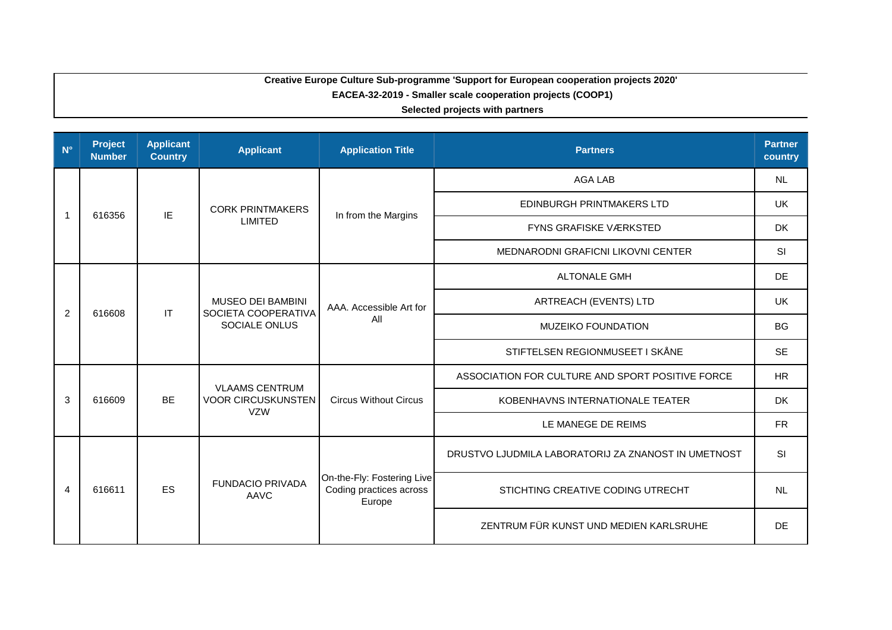**Creative Europe Culture Sub-programme 'Support for European cooperation projects 2020'**

**EACEA-32-2019 - Smaller scale cooperation projects (COOP1)**

**Selected projects with partners**

| N° | Project Number | Applicant Country | Applicant | Application Title | Partners | Partner country |
|---|---|---|---|---|---|---|
| 1 | 616356 | IE | CORK PRINTMAKERS LIMITED | In from the Margins | AGA LAB | NL |
| | | | | | EDINBURGH PRINTMAKERS LTD | UK |
| | | | | | FYNS GRAFISKE VÆRKSTED | DK |
| | | | | | MEDNARODNI GRAFICNI LIKOVNI CENTER | SI |
| 2 | 616608 | IT | MUSEO DEI BAMBINI SOCIETA COOPERATIVA SOCIALE ONLUS | AAA. Accessible Art for All | ALTONALE GMH | DE |
| | | | | | ARTREACH (EVENTS) LTD | UK |
| | | | | | MUZEIKO FOUNDATION | BG |
| | | | | | STIFTELSEN REGIONMUSEET I SKÅNE | SE |
| 3 | 616609 | BE | VLAAMS CENTRUM VOOR CIRCUSKUNSTEN VZW | Circus Without Circus | ASSOCIATION FOR CULTURE AND SPORT POSITIVE FORCE | HR |
| | | | | | KOBENHAVNS INTERNATIONALE TEATER | DK |
| | | | | | LE MANEGE DE REIMS | FR |
| 4 | 616611 | ES | FUNDACIO PRIVADA AAVC | On-the-Fly: Fostering Live Coding practices across Europe | DRUSTVO LJUDMILA LABORATORIJ ZA ZNANOST IN UMETNOST | SI |
| | | | | | STICHTING CREATIVE CODING UTRECHT | NL |
| | | | | | ZENTRUM FÜR KUNST UND MEDIEN KARLSRUHE | DE |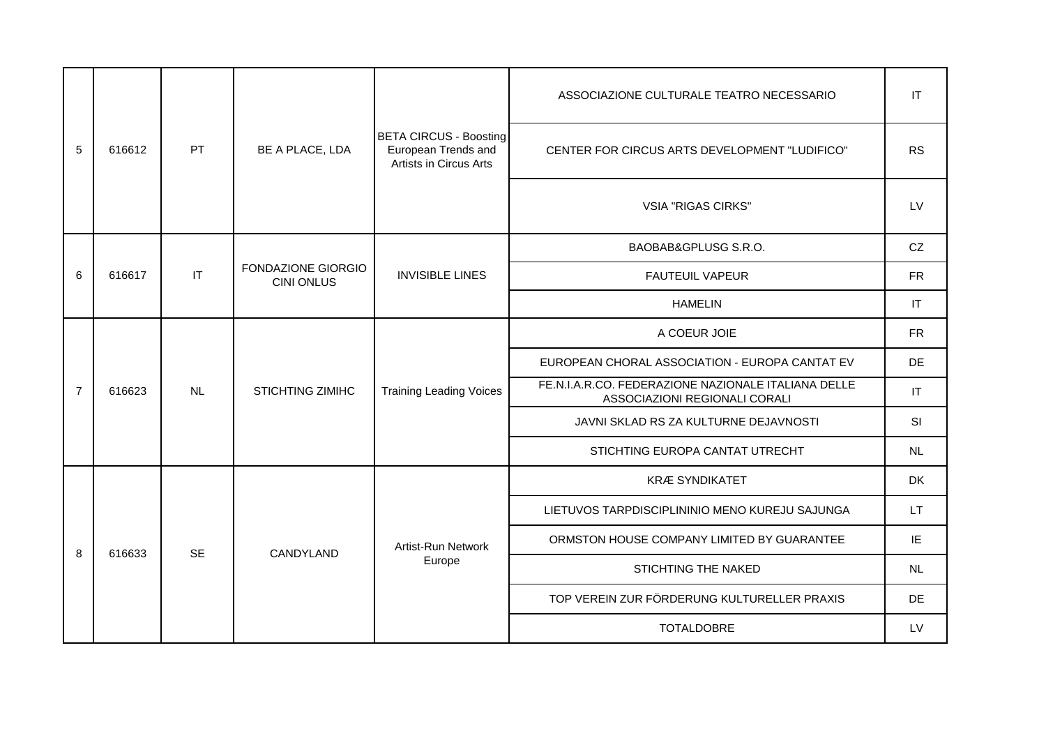| | | | | | | |
|---|---|---|---|---|---|---|
| 5 | 616612 | PT | BE A PLACE, LDA | BETA CIRCUS - Boosting European Trends and Artists in Circus Arts | ASSOCIAZIONE CULTURALE TEATRO NECESSARIO | IT |
| | | | | | CENTER FOR CIRCUS ARTS DEVELOPMENT "LUDIFICO" | RS |
| | | | | | VSIA "RIGAS CIRKS" | LV |
| 6 | 616617 | IT | FONDAZIONE GIORGIO CINI ONLUS | INVISIBLE LINES | BAOBAB&GPLUSG S.R.O. | CZ |
| | | | | | FAUTEUIL VAPEUR | FR |
| | | | | | HAMELIN | IT |
| 7 | 616623 | NL | STICHTING ZIMIHC | Training Leading Voices | A COEUR JOIE | FR |
| | | | | | EUROPEAN CHORAL ASSOCIATION - EUROPA CANTAT EV | DE |
| | | | | | FE.N.I.A.R.CO. FEDERAZIONE NAZIONALE ITALIANA DELLE ASSOCIAZIONI REGIONALI CORALI | IT |
| | | | | | JAVNI SKLAD RS ZA KULTURNE DEJAVNOSTI | SI |
| | | | | | STICHTING EUROPA CANTAT UTRECHT | NL |
| 8 | 616633 | SE | CANDYLAND | Artist-Run Network Europe | KRÆ SYNDIKATET | DK |
| | | | | | LIETUVOS TARPDISCIPLININIO MENO KUREJU SAJUNGA | LT |
| | | | | | ORMSTON HOUSE COMPANY LIMITED BY GUARANTEE | IE |
| | | | | | STICHTING THE NAKED | NL |
| | | | | | TOP VEREIN ZUR FÖRDERUNG KULTURELLER PRAXIS | DE |
| | | | | | TOTALDOBRE | LV |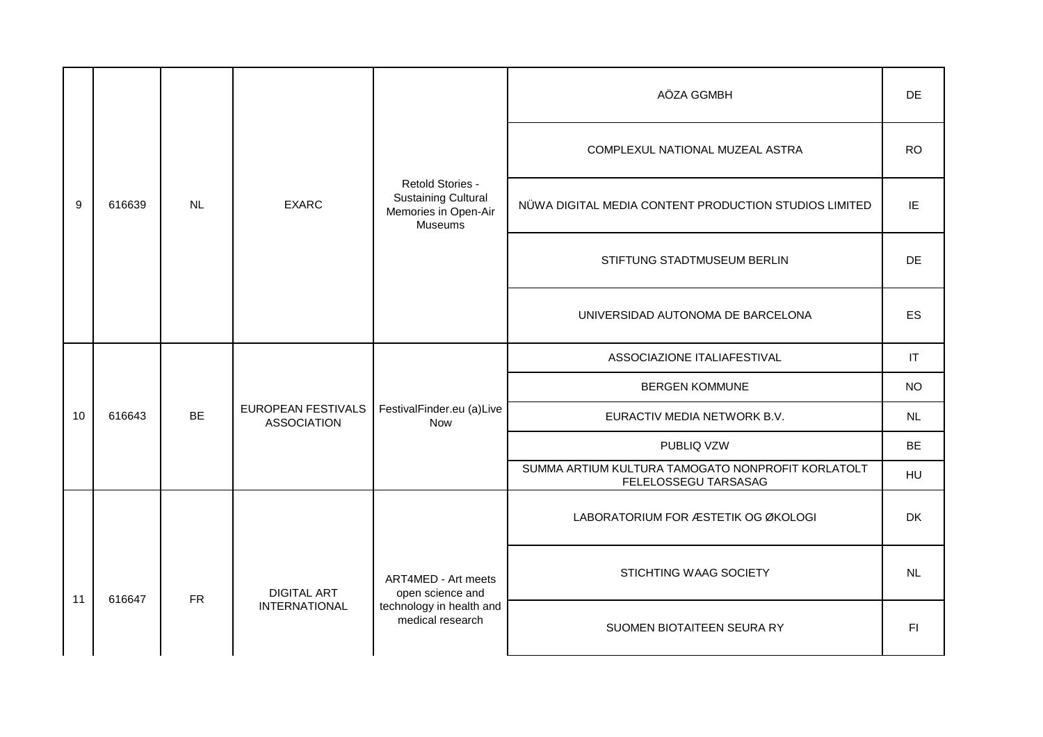| | | | | | | |
|---|---|---|---|---|---|---|
| 9 | 616639 | NL | EXARC | Retold Stories - Sustaining Cultural Memories in Open-Air Museums | AÖZA GGMBH | DE |
| | | | | | COMPLEXUL NATIONAL MUZEAL ASTRA | RO |
| | | | | | NÜWA DIGITAL MEDIA CONTENT PRODUCTION STUDIOS LIMITED | IE |
| | | | | | STIFTUNG STADTMUSEUM BERLIN | DE |
| | | | | | UNIVERSIDAD AUTONOMA DE BARCELONA | ES |
| 10 | 616643 | BE | EUROPEAN FESTIVALS ASSOCIATION | FestivalFinder.eu (a)Live Now | ASSOCIAZIONE ITALIAFESTIVAL | IT |
| | | | | | BERGEN KOMMUNE | NO |
| | | | | | EURACTIV MEDIA NETWORK B.V. | NL |
| | | | | | PUBLIQ VZW | BE |
| | | | | | SUMMA ARTIUM KULTURA TAMOGATO NONPROFIT KORLATOLT FELELOSSEGU TARSASAG | HU |
| 11 | 616647 | FR | DIGITAL ART INTERNATIONAL | ART4MED - Art meets open science and technology in health and medical research | LABORATORIUM FOR ÆSTETIK OG ØKOLOGI | DK |
| | | | | | STICHTING WAAG SOCIETY | NL |
| | | | | | SUOMEN BIOTAITEEN SEURA RY | FI |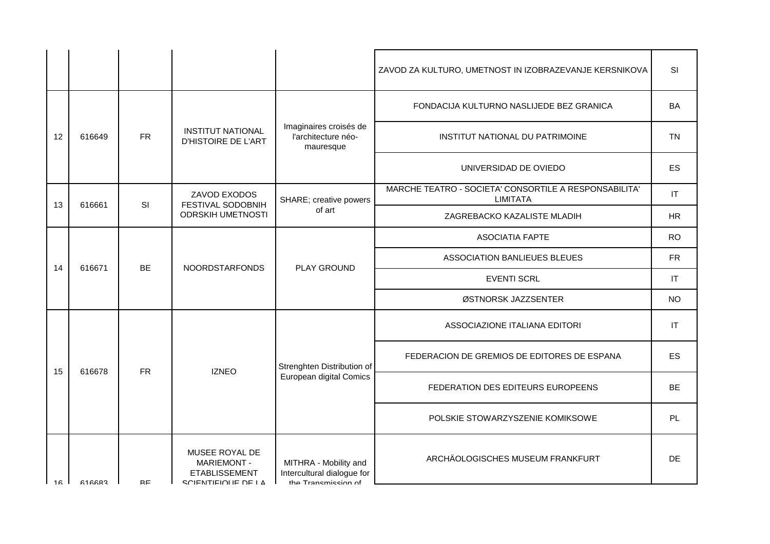| | | | | | | |
|---|---|---|---|---|---|---|
| | | | | | ZAVOD ZA KULTURO, UMETNOST IN IZOBRAZEVANJE KERSNIKOVA | SI |
| 12 | 616649 | FR | INSTITUT NATIONAL D'HISTOIRE DE L'ART | Imaginaires croisés de l'architecture néo-mauresque | FONDACIJA KULTURNO NASLIJEDE BEZ GRANICA | BA |
| | | | | | INSTITUT NATIONAL DU PATRIMOINE | TN |
| | | | | | UNIVERSIDAD DE OVIEDO | ES |
| 13 | 616661 | SI | ZAVOD EXODOS FESTIVAL SODOBNIH ODRSKIH UMETNOSTI | SHARE; creative powers of art | MARCHE TEATRO - SOCIETA' CONSORTILE A RESPONSABILITA' LIMITATA | IT |
| | | | | | ZAGREBACKO KAZALISTE MLADIH | HR |
| 14 | 616671 | BE | NOORDSTARFONDS | PLAY GROUND | ASOCIATIA FAPTE | RO |
| | | | | | ASSOCIATION BANLIEUES BLEUES | FR |
| | | | | | EVENTI SCRL | IT |
| | | | | | ØSTNORSK JAZZSENTER | NO |
| 15 | 616678 | FR | IZNEO | Strenghten Distribution of European digital Comics | ASSOCIAZIONE ITALIANA EDITORI | IT |
| | | | | | FEDERACION DE GREMIOS DE EDITORES DE ESPANA | ES |
| | | | | | FEDERATION DES EDITEURS EUROPEENS | BE |
| | | | | | POLSKIE STOWARZYSZENIE KOMIKSOWE | PL |
| 16 | 616683 | BE | MUSEE ROYAL DE MARIEMONT - ETABLISSEMENT SCIENTIFIQUE DE LA | MITHRA - Mobility and Intercultural dialogue for the Transmission of | ARCHÄOLOGISCHES MUSEUM FRANKFURT | DE |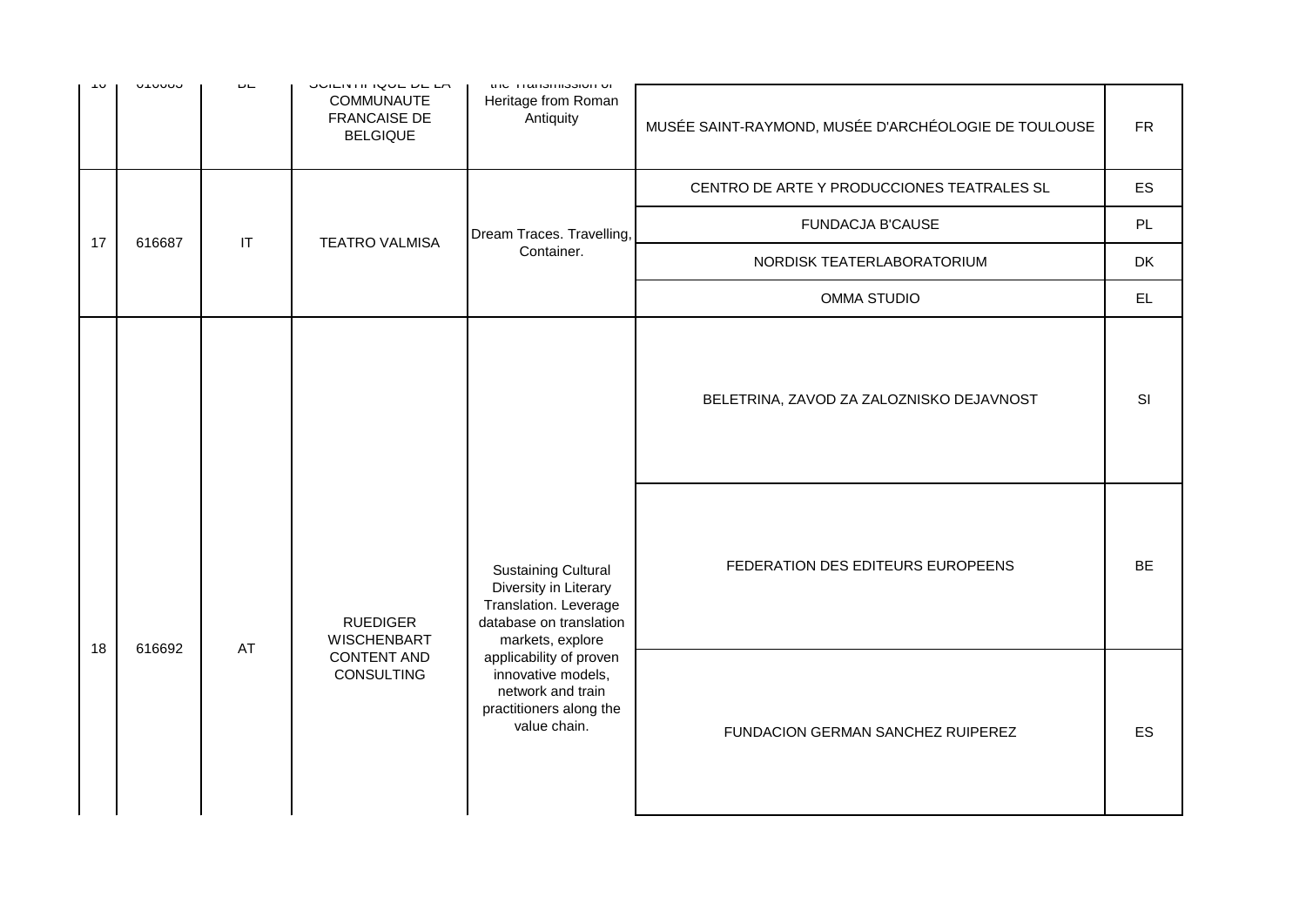| | | | | | | |
|---|---|---|---|---|---|---|
| 16 | 616683 | BE | SCIENTIFIQUE DE LA COMMUNAUTE FRANCAISE DE BELGIQUE | the Transmission of Heritage from Roman Antiquity | MUSÉE SAINT-RAYMOND, MUSÉE D'ARCHÉOLOGIE DE TOULOUSE | FR |
| 17 | 616687 | IT | TEATRO VALMISA | Dream Traces. Travelling, Container. | CENTRO DE ARTE Y PRODUCCIONES TEATRALES SL | ES |
| | | | | | FUNDACJA B'CAUSE | PL |
| | | | | | NORDISK TEATERLABORATORIUM | DK |
| | | | | | OMMA STUDIO | EL |
| 18 | 616692 | AT | RUEDIGER WISCHENBART CONTENT AND CONSULTING | Sustaining Cultural Diversity in Literary Translation. Leverage database on translation markets, explore applicability of proven innovative models, network and train practitioners along the value chain. | BELETRINA, ZAVOD ZA ZALOZNISKO DEJAVNOST | SI |
| | | | | | FEDERATION DES EDITEURS EUROPEENS | BE |
| | | | | | FUNDACION GERMAN SANCHEZ RUIPEREZ | ES |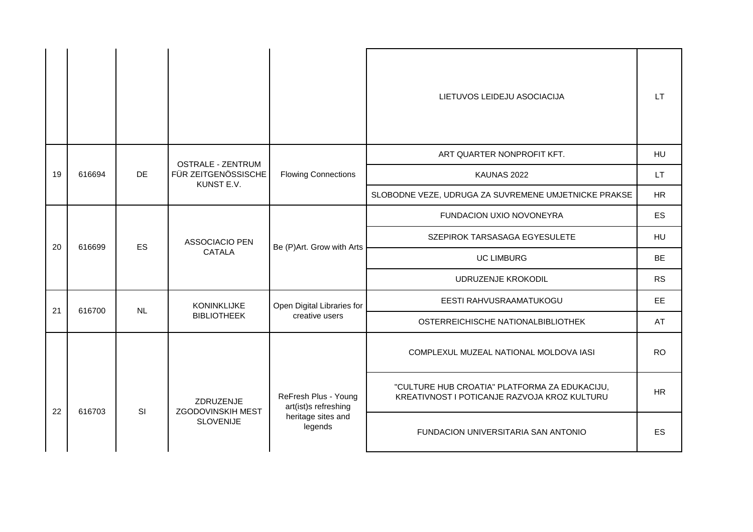| | | | | | | |
|---|---|---|---|---|---|---|
| | | | | | LIETUVOS LEIDEJU ASOCIACIJA | LT |
| 19 | 616694 | DE | OSTRALE - ZENTRUM FÜR ZEITGENÖSSISCHE KUNST E.V. | Flowing Connections | ART QUARTER NONPROFIT KFT. | HU |
| | | | | | KAUNAS 2022 | LT |
| | | | | | SLOBODNE VEZE, UDRUGA ZA SUVREMENE UMJETNICKE PRAKSE | HR |
| 20 | 616699 | ES | ASSOCIACIO PEN CATALA | Be (P)Art. Grow with Arts | FUNDACION UXIO NOVONEYRA | ES |
| | | | | | SZEPIROK TARSASAGA EGYESULETE | HU |
| | | | | | UC LIMBURG | BE |
| | | | | | UDRUZENJE KROKODIL | RS |
| 21 | 616700 | NL | KONINKLIJKE BIBLIOTHEEK | Open Digital Libraries for creative users | EESTI RAHVUSRAAMATUKOGU | EE |
| | | | | | OSTERREICHISCHE NATIONALBIBLIOTHEK | AT |
| 22 | 616703 | SI | ZDRUZENJE ZGODOVINSKIH MEST SLOVENIJE | ReFresh Plus - Young art(ist)s refreshing heritage sites and legends | COMPLEXUL MUZEAL NATIONAL MOLDOVA IASI | RO |
| | | | | | "CULTURE HUB CROATIA" PLATFORMA ZA EDUKACIJU, KREATIVNOST I POTICANJE RAZVOJA KROZ KULTURU | HR |
| | | | | | FUNDACION UNIVERSITARIA SAN ANTONIO | ES |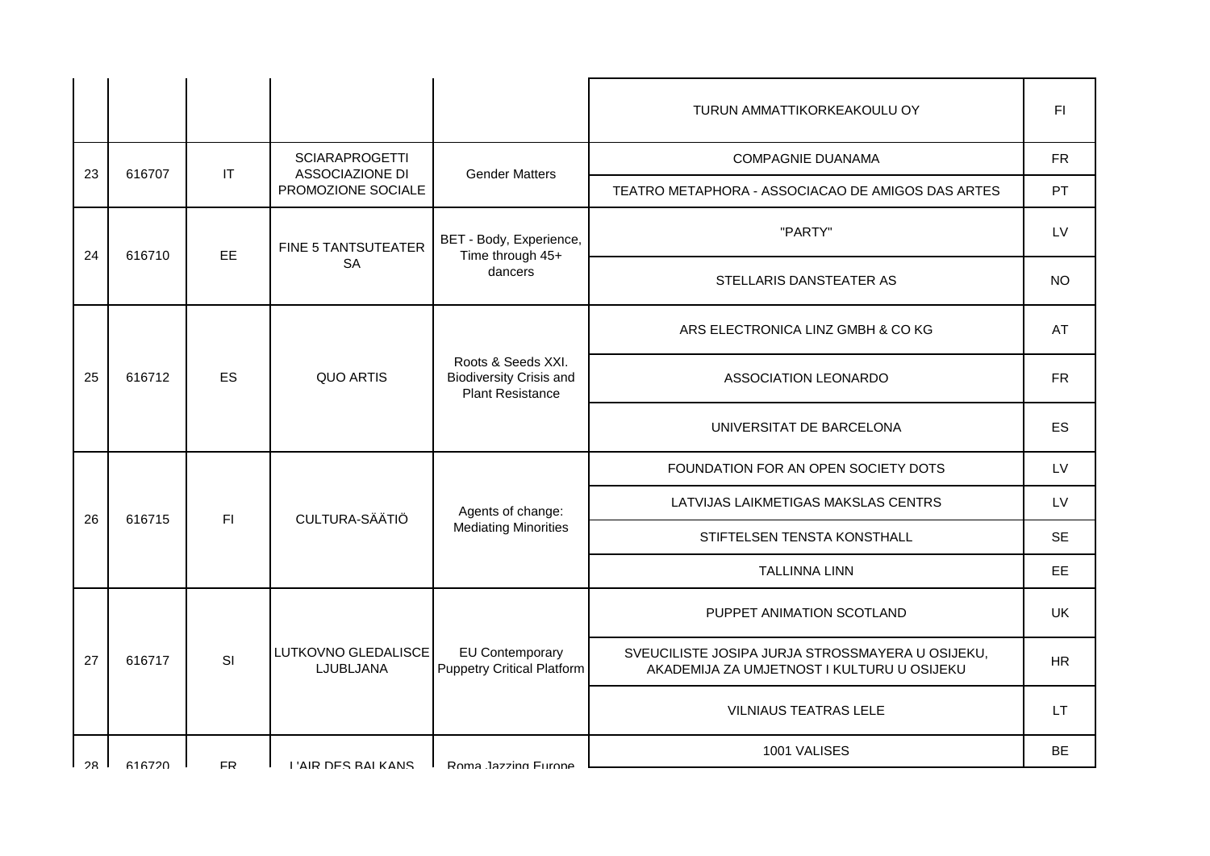| | | | | | | |
|---|---|---|---|---|---|---|
| | | | | | TURUN AMMATTIKORKEAKOULU OY | FI |
| 23 | 616707 | IT | SCIARAPROGETTI ASSOCIAZIONE DI PROMOZIONE SOCIALE | Gender Matters | COMPAGNIE DUANAMA | FR |
| | | | | | TEATRO METAPHORA - ASSOCIACAO DE AMIGOS DAS ARTES | PT |
| 24 | 616710 | EE | FINE 5 TANTSUTEATER SA | BET - Body, Experience, Time through 45+ dancers | "PARTY" | LV |
| | | | | | STELLARIS DANSTEATER AS | NO |
| 25 | 616712 | ES | QUO ARTIS | Roots & Seeds XXI. Biodiversity Crisis and Plant Resistance | ARS ELECTRONICA LINZ GMBH & CO KG | AT |
| | | | | | ASSOCIATION LEONARDO | FR |
| | | | | | UNIVERSITAT DE BARCELONA | ES |
| 26 | 616715 | FI | CULTURA-SÄÄTIÖ | Agents of change: Mediating Minorities | FOUNDATION FOR AN OPEN SOCIETY DOTS | LV |
| | | | | | LATVIJAS LAIKMETIGAS MAKSLAS CENTRS | LV |
| | | | | | STIFTELSEN TENSTA KONSTHALL | SE |
| | | | | | TALLINNA LINN | EE |
| 27 | 616717 | SI | LUTKOVNO GLEDALISCE LJUBLJANA | EU Contemporary Puppetry Critical Platform | PUPPET ANIMATION SCOTLAND | UK |
| | | | | | SVEUCILISTE JOSIPA JURJA STROSSMAYERA U OSIJEKU, AKADEMIJA ZA UMJETNOST I KULTURU U OSIJEKU | HR |
| | | | | | VILNIAUS TEATRAS LELE | LT |
| 28 | 616720 | FR | L'AIR DES BALKANS | Roma Jazzing Europe | 1001 VALISES | BE |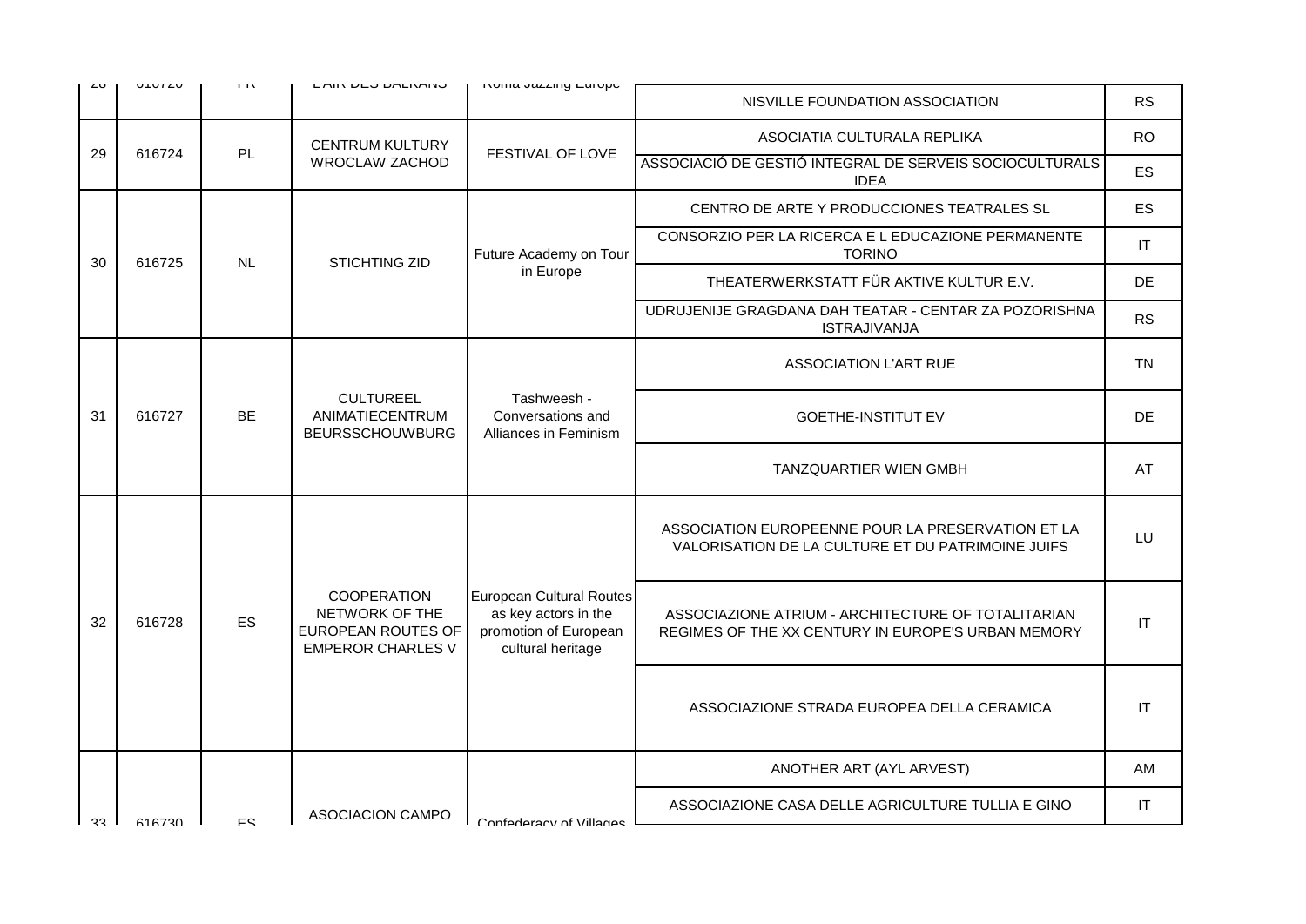| | | | | | | |
|---|---|---|---|---|---|---|
| 28 | 616720 | FR | L'AIR DES BALKANS | Roma Jazzing Europe | NISVILLE FOUNDATION ASSOCIATION | RS |
| 29 | 616724 | PL | CENTRUM KULTURY WROCLAW ZACHOD | FESTIVAL OF LOVE | ASOCIATIA CULTURALA REPLIKA | RO |
| | | | | | ASSOCIACIÓ DE GESTIÓ INTEGRAL DE SERVEIS SOCIOCULTURALS IDEA | ES |
| 30 | 616725 | NL | STICHTING ZID | Future Academy on Tour in Europe | CENTRO DE ARTE Y PRODUCCIONES TEATRALES SL | ES |
| | | | | | CONSORZIO PER LA RICERCA E L EDUCAZIONE PERMANENTE TORINO | IT |
| | | | | | THEATERWERKSTATT FÜR AKTIVE KULTUR E.V. | DE |
| | | | | | UDRUJENIJE GRAGDANA DAH TEATAR - CENTAR ZA POZORISHNA ISTRAJIVANJA | RS |
| 31 | 616727 | BE | CULTUREEL ANIMATIECENTRUM BEURSSCHOUWBURG | Tashweesh - Conversations and Alliances in Feminism | ASSOCIATION L'ART RUE | TN |
| | | | | | GOETHE-INSTITUT EV | DE |
| | | | | | TANZQUARTIER WIEN GMBH | AT |
| 32 | 616728 | ES | COOPERATION NETWORK OF THE EUROPEAN ROUTES OF EMPEROR CHARLES V | European Cultural Routes as key actors in the promotion of European cultural heritage | ASSOCIATION EUROPEENNE POUR LA PRESERVATION ET LA VALORISATION DE LA CULTURE ET DU PATRIMOINE JUIFS | LU |
| | | | | | ASSOCIAZIONE ATRIUM - ARCHITECTURE OF TOTALITARIAN REGIMES OF THE XX CENTURY IN EUROPE'S URBAN MEMORY | IT |
| | | | | | ASSOCIAZIONE STRADA EUROPEA DELLA CERAMICA | IT |
| 33 | 616730 | ES | ASOCIACION CAMPO | Confederacy of Villages | ANOTHER ART (AYL ARVEST) | AM |
| | | | | | ASSOCIAZIONE CASA DELLE AGRICULTURE TULLIA E GINO | IT |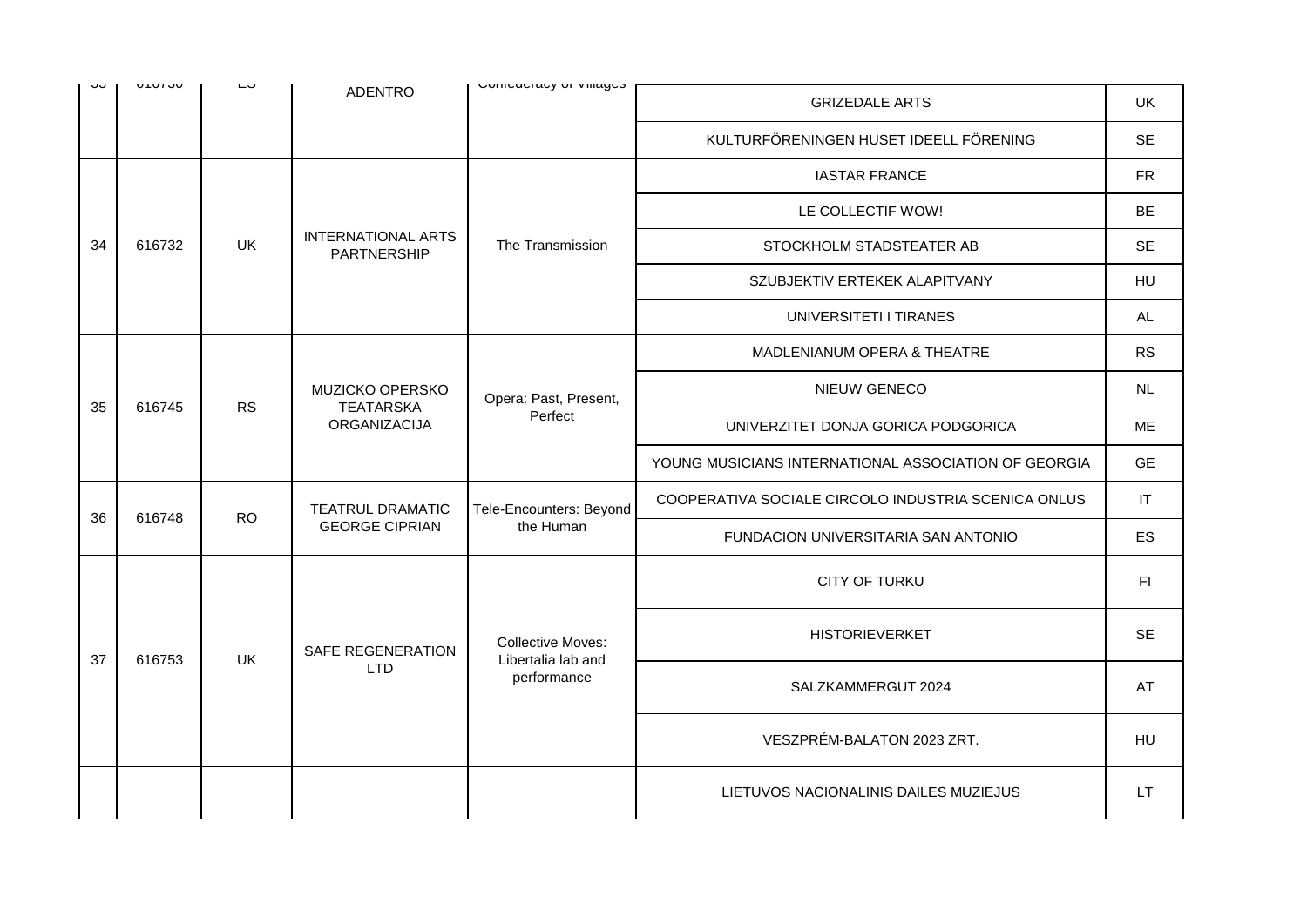| 33 | 616730 | ES | ADENTRO | Confederacy of Villages | GRIZEDALE ARTS | UK |
|---|---|---|---|---|---|---|
| | | | | | KULTURFÖRENINGEN HUSET IDEELL FÖRENING | SE |
| 34 | 616732 | UK | INTERNATIONAL ARTS PARTNERSHIP | The Transmission | IASTAR FRANCE | FR |
| | | | | | LE COLLECTIF WOW! | BE |
| | | | | | STOCKHOLM STADSTEATER AB | SE |
| | | | | | SZUBJEKTIV ERTEKEK ALAPITVANY | HU |
| | | | | | UNIVERSITETI I TIRANES | AL |
| 35 | 616745 | RS | MUZICKO OPERSKO TEATARSKA ORGANIZACIJA | Opera: Past, Present, Perfect | MADLENIANUM OPERA & THEATRE | RS |
| | | | | | NIEUW GENECO | NL |
| | | | | | UNIVERZITET DONJA GORICA PODGORICA | ME |
| | | | | | YOUNG MUSICIANS INTERNATIONAL ASSOCIATION OF GEORGIA | GE |
| 36 | 616748 | RO | TEATRUL DRAMATIC GEORGE CIPRIAN | Tele-Encounters: Beyond the Human | COOPERATIVA SOCIALE CIRCOLO INDUSTRIA SCENICA ONLUS | IT |
| | | | | | FUNDACION UNIVERSITARIA SAN ANTONIO | ES |
| 37 | 616753 | UK | SAFE REGENERATION LTD | Collective Moves: Libertalia lab and performance | CITY OF TURKU | FI |
| | | | | | HISTORIEVERKET | SE |
| | | | | | SALZKAMMERGUT 2024 | AT |
| | | | | | VESZPRÉM-BALATON 2023 ZRT. | HU |
| | | | | | LIETUVOS NACIONALINIS DAILES MUZIEJUS | LT |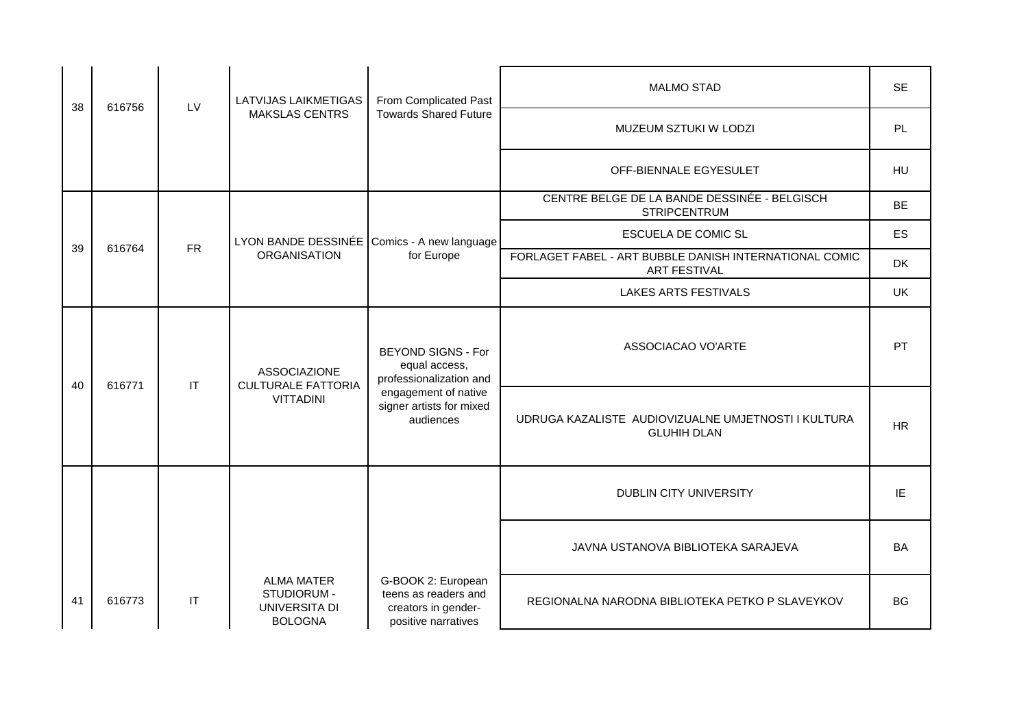| 38 | 616756 | LV | LATVIJAS LAIKMETIGAS MAKSLAS CENTRS | From Complicated Past Towards Shared Future | MALMO STAD | SE |
|---|---|---|---|---|---|---|
| | | | | | MUZEUM SZTUKI W LODZI | PL |
| | | | | | OFF-BIENNALE EGYESULET | HU |
| 39 | 616764 | FR | LYON BANDE DESSINÉE ORGANISATION | Comics - A new language for Europe | CENTRE BELGE DE LA BANDE DESSINÉE - BELGISCH STRIPCENTRUM | BE |
| | | | | | ESCUELA DE COMIC SL | ES |
| | | | | | FORLAGET FABEL - ART BUBBLE DANISH INTERNATIONAL COMIC ART FESTIVAL | DK |
| | | | | | LAKES ARTS FESTIVALS | UK |
| 40 | 616771 | IT | ASSOCIAZIONE CULTURALE FATTORIA VITTADINI | BEYOND SIGNS - For equal access, professionalization and engagement of native signer artists for mixed audiences | ASSOCIACAO VO'ARTE | PT |
| | | | | | UDRUGA KAZALISTE AUDIOVIZUALNE UMJETNOSTI I KULTURA GLUHIH DLAN | HR |
| 41 | 616773 | IT | ALMA MATER STUDIORUM - UNIVERSITA DI BOLOGNA | G-BOOK 2: European teens as readers and creators in gender-positive narratives | DUBLIN CITY UNIVERSITY | IE |
| | | | | | JAVNA USTANOVA BIBLIOTEKA SARAJEVA | BA |
| | | | | | REGIONALNA NARODNA BIBLIOTEKA PETKO P SLAVEYKOV | BG |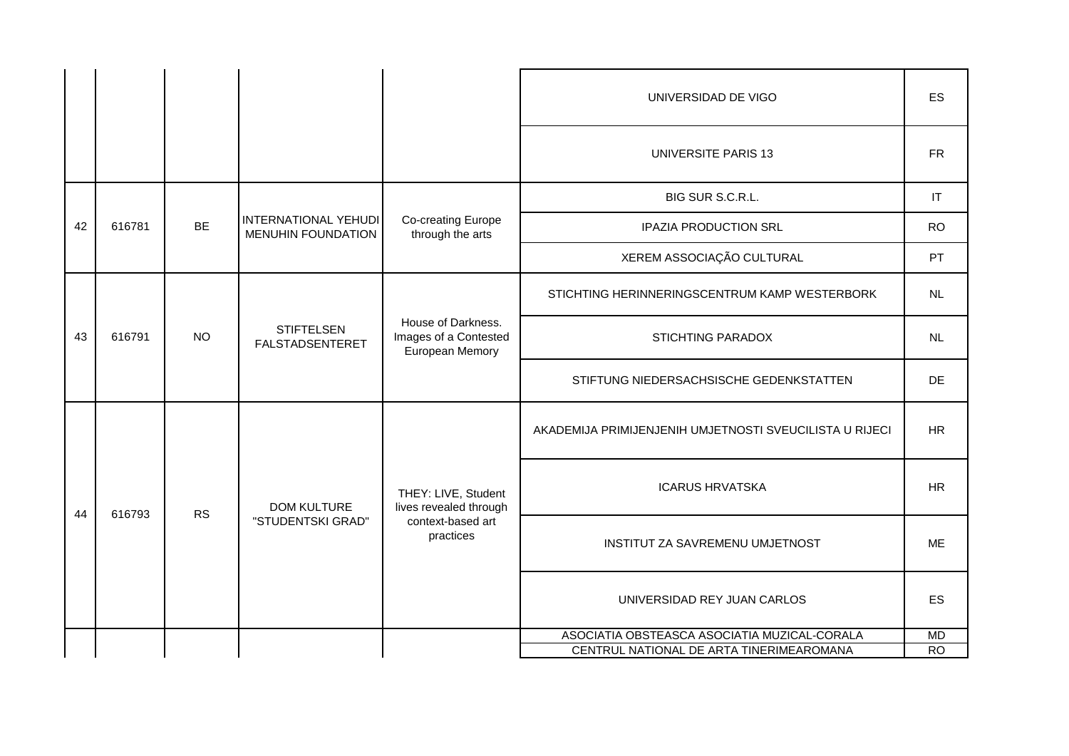| | | | | | | |
|---|---|---|---|---|---|---|
| | | | | | UNIVERSIDAD DE VIGO | ES |
| | | | | | UNIVERSITE PARIS 13 | FR |
| 42 | 616781 | BE | INTERNATIONAL YEHUDI MENUHIN FOUNDATION | Co-creating Europe through the arts | BIG SUR S.C.R.L. | IT |
| | | | | | IPAZIA PRODUCTION SRL | RO |
| | | | | | XEREM ASSOCIAÇÃO CULTURAL | PT |
| 43 | 616791 | NO | STIFTELSEN FALSTADSENTERET | House of Darkness. Images of a Contested European Memory | STICHTING HERINNERINGSCENTRUM KAMP WESTERBORK | NL |
| | | | | | STICHTING PARADOX | NL |
| | | | | | STIFTUNG NIEDERSACHSISCHE GEDENKSTATTEN | DE |
| 44 | 616793 | RS | DOM KULTURE "STUDENTSKI GRAD" | THEY: LIVE, Student lives revealed through context-based art practices | AKADEMIJA PRIMIJENJENIH UMJETNOSTI SVEUCILISTA U RIJECI | HR |
| | | | | | ICARUS HRVATSKA | HR |
| | | | | | INSTITUT ZA SAVREMENU UMJETNOST | ME |
| | | | | | UNIVERSIDAD REY JUAN CARLOS | ES |
| | | | | | ASOCIATIA OBSTEASCA ASOCIATIA MUZICAL-CORALA | MD |
| | | | | | CENTRUL NATIONAL DE ARTA TINERIMEAROMANA | RO |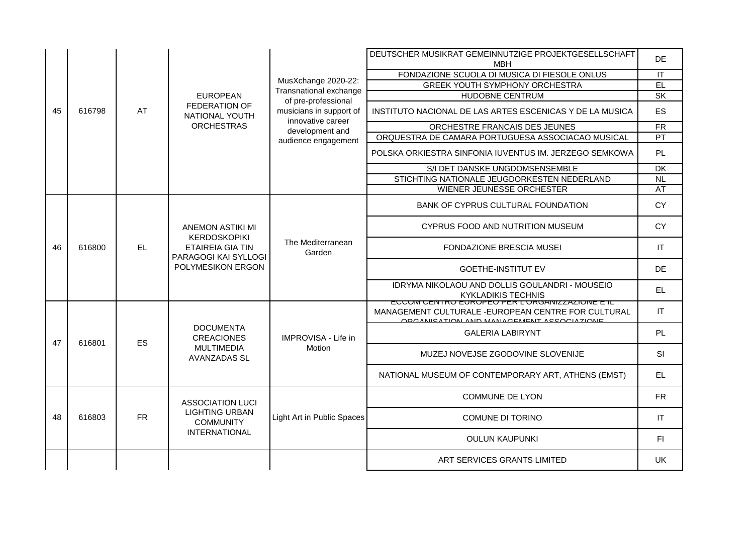| 45 | 616798 | AT | EUROPEAN FEDERATION OF NATIONAL YOUTH ORCHESTRAS | MusXchange 2020-22: Transnational exchange of pre-professional musicians in support of innovative career development and audience engagement | DEUTSCHER MUSIKRAT GEMEINNUTZIGE PROJEKTGESELLSCHAFT MBH | DE |
|---|---|---|---|---|---|---|
| | | | | | FONDAZIONE SCUOLA DI MUSICA DI FIESOLE ONLUS | IT |
| | | | | | GREEK YOUTH SYMPHONY ORCHESTRA | EL |
| | | | | | HUDOBNE CENTRUM | SK |
| | | | | | INSTITUTO NACIONAL DE LAS ARTES ESCENICAS Y DE LA MUSICA | ES |
| | | | | | ORCHESTRE FRANCAIS DES JEUNES | FR |
| | | | | | ORQUESTRA DE CAMARA PORTUGUESA ASSOCIACAO MUSICAL | PT |
| | | | | | POLSKA ORKIESTRA SINFONIA IUVENTUS IM. JERZEGO SEMKOWA | PL |
| | | | | | S/I DET DANSKE UNGDOMSENSEMBLE | DK |
| | | | | | STICHTING NATIONALE JEUGDORKESTEN NEDERLAND | NL |
| | | | | | WIENER JEUNESSE ORCHESTER | AT |
| 46 | 616800 | EL | ANEMON ASTIKI MI KERDOSKOPIKI ETAIREIA GIA TIN PARAGOGI KAI SYLLOGI POLYMESIKON ERGON | The Mediterranean Garden | BANK OF CYPRUS CULTURAL FOUNDATION | CY |
| | | | | | CYPRUS FOOD AND NUTRITION MUSEUM | CY |
| | | | | | FONDAZIONE BRESCIA MUSEI | IT |
| | | | | | GOETHE-INSTITUT EV | DE |
| | | | | | IDRYMA NIKOLAOU AND DOLLIS GOULANDRI - MOUSEIO KYKLADIKIS TECHNIS | EL |
| 47 | 616801 | ES | DOCUMENTA CREACIONES MULTIMEDIA AVANZADAS SL | IMPROVISA - Life in Motion | ECCOM CENTRO EUROPEO PER L'ORGANIZZAZIONE E IL MANAGEMENT CULTURALE -EUROPEAN CENTRE FOR CULTURAL ORGANISATION AND MANAGEMENT ASSOCIAZIONE | IT |
| | | | | | GALERIA LABIRYNT | PL |
| | | | | | MUZEJ NOVEJSE ZGODOVINE SLOVENIJE | SI |
| | | | | | NATIONAL MUSEUM OF CONTEMPORARY ART, ATHENS (EMST) | EL |
| 48 | 616803 | FR | ASSOCIATION LUCI LIGHTING URBAN COMMUNITY INTERNATIONAL | Light Art in Public Spaces | COMMUNE DE LYON | FR |
| | | | | | COMUNE DI TORINO | IT |
| | | | | | OULUN KAUPUNKI | FI |
| | | | | | ART SERVICES GRANTS LIMITED | UK |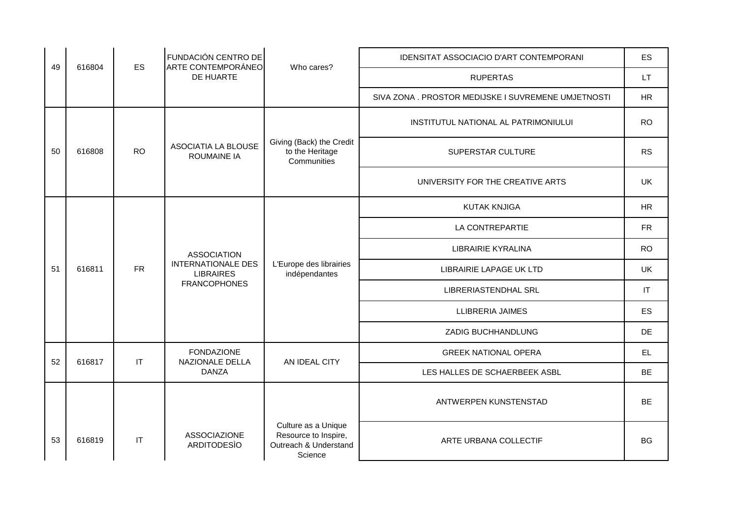| 49 | 616804 | ES | FUNDACIÓN CENTRO DE ARTE CONTEMPORÁNEO DE HUARTE | Who cares? | IDENSITAT ASSOCIACIO D'ART CONTEMPORANI | ES |
|---|---|---|---|---|---|---|
| | | | | | RUPERTAS | LT |
| | | | | | SIVA ZONA . PROSTOR MEDIJSKE I SUVREMENE UMJETNOSTI | HR |
| 50 | 616808 | RO | ASOCIATIA LA BLOUSE ROUMAINE IA | Giving (Back) the Credit to the Heritage Communities | INSTITUTUL NATIONAL AL PATRIMONIULUI | RO |
| | | | | | SUPERSTAR CULTURE | RS |
| | | | | | UNIVERSITY FOR THE CREATIVE ARTS | UK |
| 51 | 616811 | FR | ASSOCIATION INTERNATIONALE DES LIBRAIRES FRANCOPHONES | L'Europe des librairies indépendantes | KUTAK KNJIGA | HR |
| | | | | | LA CONTREPARTIE | FR |
| | | | | | LIBRAIRIE KYRALINA | RO |
| | | | | | LIBRAIRIE LAPAGE UK LTD | UK |
| | | | | | LIBRERIASTENDHAL SRL | IT |
| | | | | | LLIBRERIA JAIMES | ES |
| | | | | | ZADIG BUCHHANDLUNG | DE |
| 52 | 616817 | IT | FONDAZIONE NAZIONALE DELLA DANZA | AN IDEAL CITY | GREEK NATIONAL OPERA | EL |
| | | | | | LES HALLES DE SCHAERBEEK ASBL | BE |
| 53 | 616819 | IT | ASSOCIAZIONE ARDITODESÌO | Culture as a Unique Resource to Inspire, Outreach & Understand Science | ANTWERPEN KUNSTENSTAD | BE |
| | | | | | ARTE URBANA COLLECTIF | BG |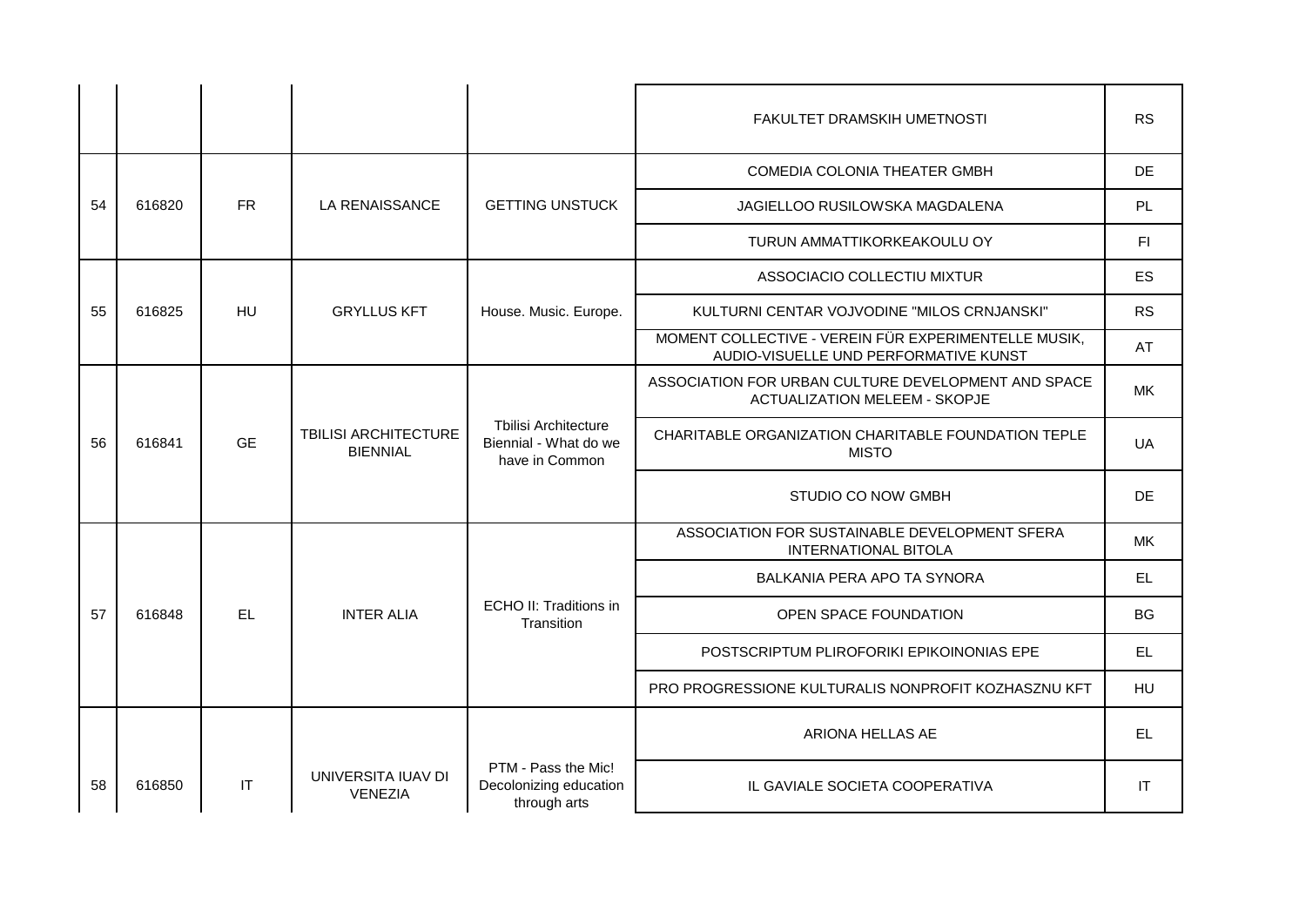| | | | | | | |
|---|---|---|---|---|---|---|
| | | | | | FAKULTET DRAMSKIH UMETNOSTI | RS |
| 54 | 616820 | FR | LA RENAISSANCE | GETTING UNSTUCK | COMEDIA COLONIA THEATER GMBH | DE |
| | | | | | JAGIELLOO RUSILOWSKA MAGDALENA | PL |
| | | | | | TURUN AMMATTIKORKEAKOULU OY | FI |
| 55 | 616825 | HU | GRYLLUS KFT | House. Music. Europe. | ASSOCIACIO COLLECTIU MIXTUR | ES |
| | | | | | KULTURNI CENTAR VOJVODINE "MILOS CRNJANSKI" | RS |
| | | | | | MOMENT COLLECTIVE - VEREIN FÜR EXPERIMENTELLE MUSIK, AUDIO-VISUELLE UND PERFORMATIVE KUNST | AT |
| 56 | 616841 | GE | TBILISI ARCHITECTURE BIENNIAL | Tbilisi Architecture Biennial - What do we have in Common | ASSOCIATION FOR URBAN CULTURE DEVELOPMENT AND SPACE ACTUALIZATION MELEEM - SKOPJE | MK |
| | | | | | CHARITABLE ORGANIZATION CHARITABLE FOUNDATION TEPLE MISTO | UA |
| | | | | | STUDIO CO NOW GMBH | DE |
| 57 | 616848 | EL | INTER ALIA | ECHO II: Traditions in Transition | ASSOCIATION FOR SUSTAINABLE DEVELOPMENT SFERA INTERNATIONAL BITOLA | MK |
| | | | | | BALKANIA PERA APO TA SYNORA | EL |
| | | | | | OPEN SPACE FOUNDATION | BG |
| | | | | | POSTSCRIPTUM PLIROFORIKI EPIKOINONIAS EPE | EL |
| | | | | | PRO PROGRESSIONE KULTURALIS NONPROFIT KOZHASZNU KFT | HU |
| 58 | 616850 | IT | UNIVERSITA IUAV DI VENEZIA | PTM - Pass the Mic! Decolonizing education through arts | ARIONA HELLAS AE | EL |
| | | | | | IL GAVIALE SOCIETA COOPERATIVA | IT |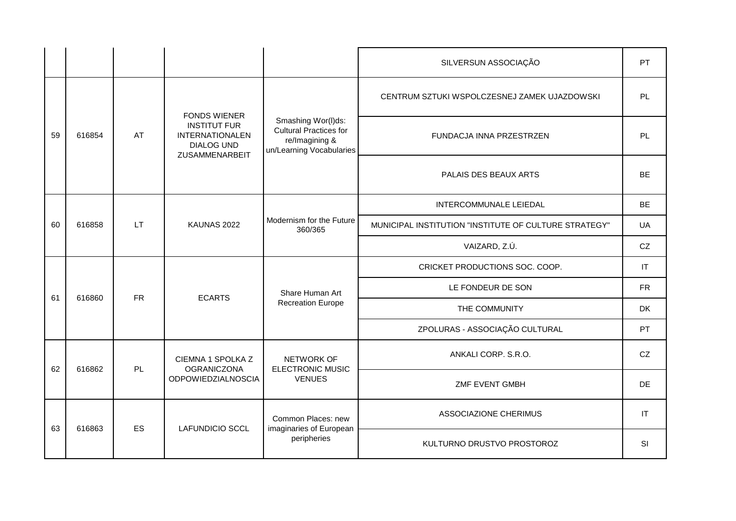| | | | | | | |
|---|---|---|---|---|---|---|
| | | | | | SILVERSUN ASSOCIAÇÃO | PT |
| 59 | 616854 | AT | FONDS WIENER INSTITUT FUR INTERNATIONALEN DIALOG UND ZUSAMMENARBEIT | Smashing Wor(l)ds: Cultural Practices for re/Imagining & un/Learning Vocabularies | CENTRUM SZTUKI WSPOLCZESNEJ ZAMEK UJAZDOWSKI | PL |
| | | | | | FUNDACJA INNA PRZESTRZEN | PL |
| | | | | | PALAIS DES BEAUX ARTS | BE |
| 60 | 616858 | LT | KAUNAS 2022 | Modernism for the Future 360/365 | INTERCOMMUNALE LEIEDAL | BE |
| | | | | | MUNICIPAL INSTITUTION "INSTITUTE OF CULTURE STRATEGY" | UA |
| | | | | | VAIZARD, Z.Ú. | CZ |
| 61 | 616860 | FR | ECARTS | Share Human Art Recreation Europe | CRICKET PRODUCTIONS SOC. COOP. | IT |
| | | | | | LE FONDEUR DE SON | FR |
| | | | | | THE COMMUNITY | DK |
| | | | | | ZPOLURAS - ASSOCIAÇÃO CULTURAL | PT |
| 62 | 616862 | PL | CIEMNA 1 SPOLKA Z OGRANICZONA ODPOWIEDZIALNOSCIA | NETWORK OF ELECTRONIC MUSIC VENUES | ANKALI CORP. S.R.O. | CZ |
| | | | | | ZMF EVENT GMBH | DE |
| 63 | 616863 | ES | LAFUNDICIO SCCL | Common Places: new imaginaries of European peripheries | ASSOCIAZIONE CHERIMUS | IT |
| | | | | | KULTURNO DRUSTVO PROSTOROZ | SI |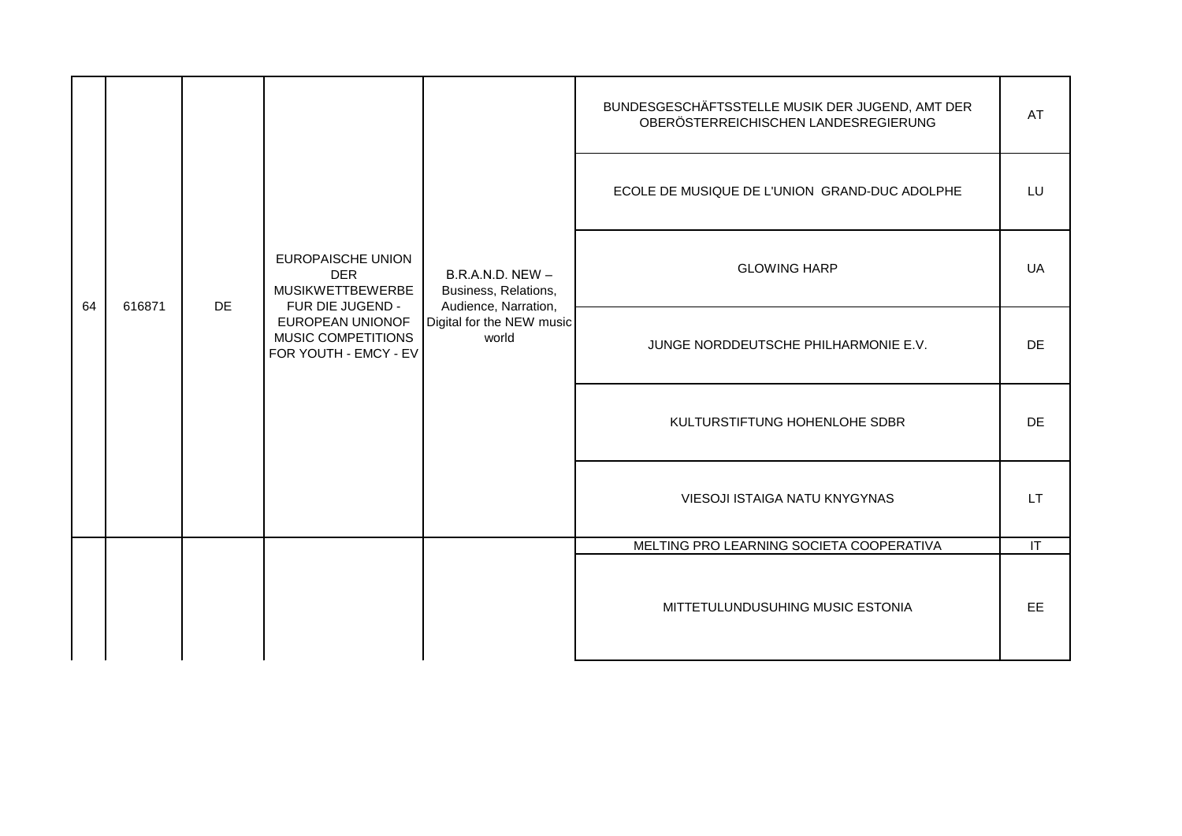| | | | | | | |
|---|---|---|---|---|---|---|
| 64 | 616871 | DE | EUROPAISCHE UNION DER MUSIKWETTBEWERBE FUR DIE JUGEND - EUROPEAN UNIONOF MUSIC COMPETITIONS FOR YOUTH - EMCY - EV | B.R.A.N.D. NEW – Business, Relations, Audience, Narration, Digital for the NEW music world | BUNDESGESCHÄFTSSTELLE MUSIK DER JUGEND, AMT DER OBERÖSTERREICHISCHEN LANDESREGIERUNG | AT |
| | | | | | ECOLE DE MUSIQUE DE L'UNION GRAND-DUC ADOLPHE | LU |
| | | | | | GLOWING HARP | UA |
| | | | | | JUNGE NORDDEUTSCHE PHILHARMONIE E.V. | DE |
| | | | | | KULTURSTIFTUNG HOHENLOHE SDBR | DE |
| | | | | | VIESOJI ISTAIGA NATU KNYGYNAS | LT |
| | | | | | MELTING PRO LEARNING SOCIETA COOPERATIVA | IT |
| | | | | | MITTETULUNDUSUHING MUSIC ESTONIA | EE |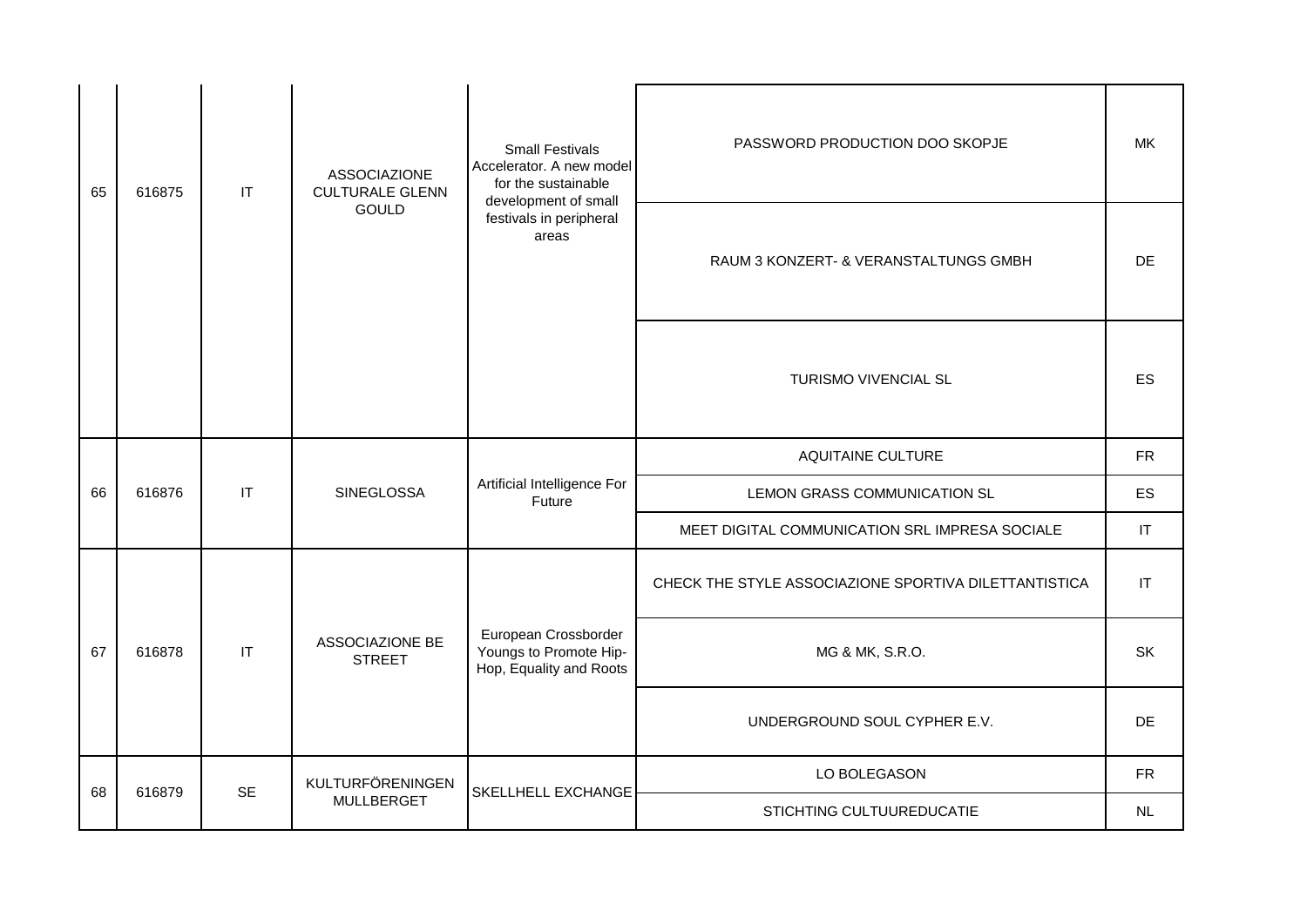| | | | | | | |
|---|---|---|---|---|---|---|
| 65 | 616875 | IT | ASSOCIAZIONE CULTURALE GLENN GOULD | Small Festivals Accelerator. A new model for the sustainable development of small festivals in peripheral areas | PASSWORD PRODUCTION DOO SKOPJE | MK |
| | | | | | RAUM 3 KONZERT- & VERANSTALTUNGS GMBH | DE |
| | | | | | TURISMO VIVENCIAL SL | ES |
| 66 | 616876 | IT | SINEGLOSSA | Artificial Intelligence For Future | AQUITAINE CULTURE | FR |
| | | | | | LEMON GRASS COMMUNICATION SL | ES |
| | | | | | MEET DIGITAL COMMUNICATION SRL IMPRESA SOCIALE | IT |
| 67 | 616878 | IT | ASSOCIAZIONE BE STREET | European Crossborder Youngs to Promote Hip-Hop, Equality and Roots | CHECK THE STYLE ASSOCIAZIONE SPORTIVA DILETTANTISTICA | IT |
| | | | | | MG & MK, S.R.O. | SK |
| | | | | | UNDERGROUND SOUL CYPHER E.V. | DE |
| 68 | 616879 | SE | KULTURFÖRENINGEN MULLBERGET | SKELLHELL EXCHANGE | LO BOLEGASON | FR |
| | | | | | STICHTING CULTUUREDUCATIE | NL |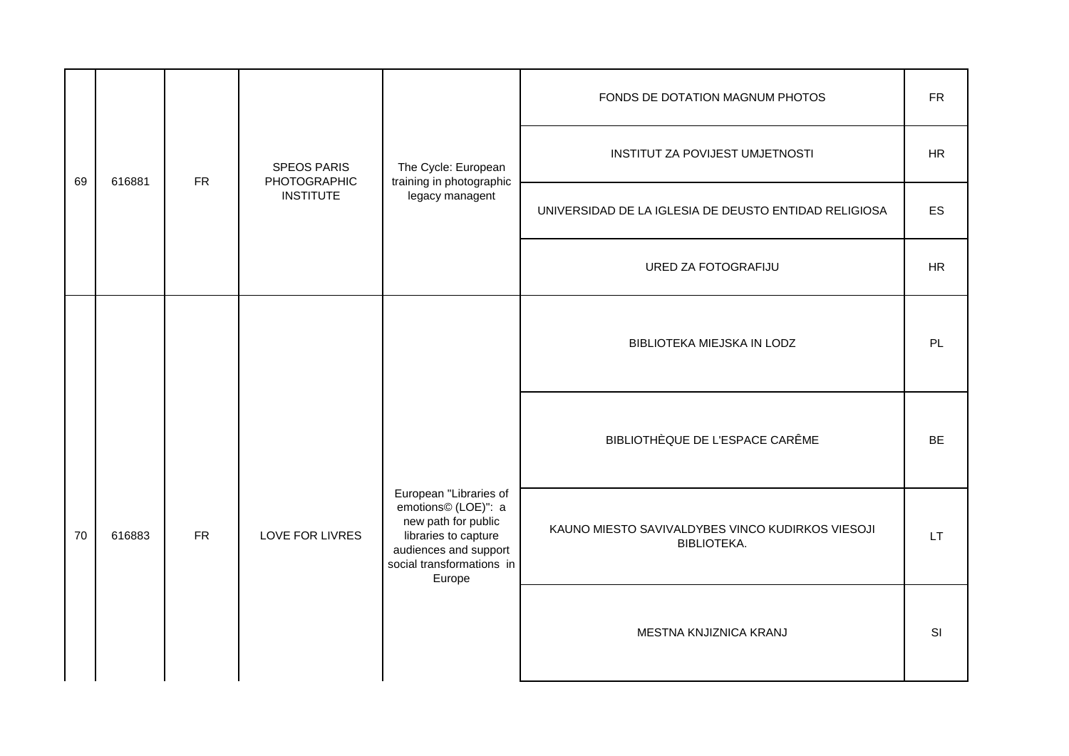| | | | | | | |
|---|---|---|---|---|---|---|
| 69 | 616881 | FR | SPEOS PARIS PHOTOGRAPHIC INSTITUTE | The Cycle: European training in photographic legacy managent | FONDS DE DOTATION MAGNUM PHOTOS | FR |
| | | | | | INSTITUT ZA POVIJEST UMJETNOSTI | HR |
| | | | | | UNIVERSIDAD DE LA IGLESIA DE DEUSTO ENTIDAD RELIGIOSA | ES |
| | | | | | URED ZA FOTOGRAFIJU | HR |
| 70 | 616883 | FR | LOVE FOR LIVRES | European "Libraries of emotions© (LOE)": a new path for public libraries to capture audiences and support social transformations in Europe | BIBLIOTEKA MIEJSKA IN LODZ | PL |
| | | | | | BIBLIOTHÈQUE DE L'ESPACE CARÊME | BE |
| | | | | | KAUNO MIESTO SAVIVALDYBES VINCO KUDIRKOS VIESOJI BIBLIOTEKA. | LT |
| | | | | | MESTNA KNJIZNICA KRANJ | SI |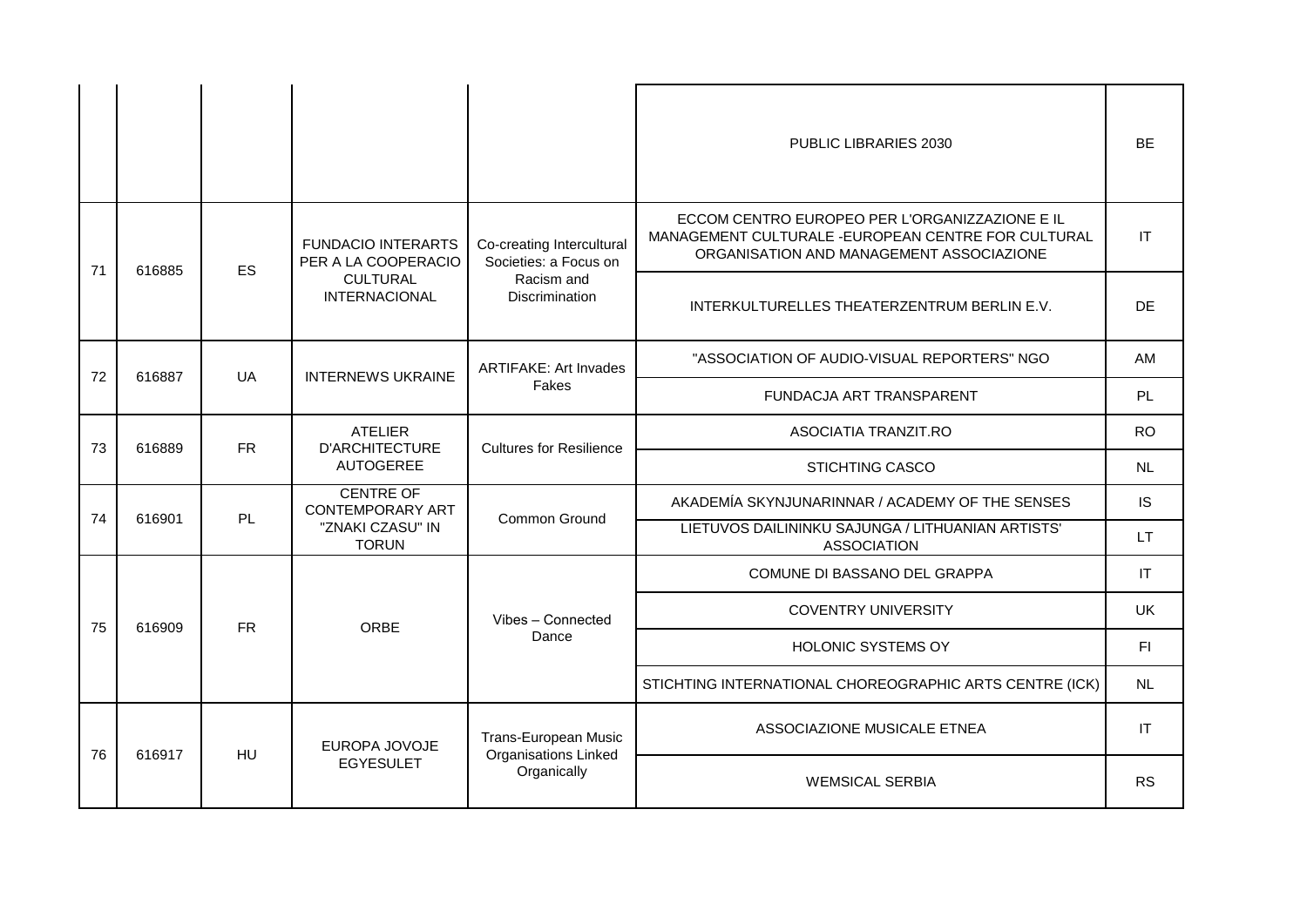| | | | | | | |
|---|---|---|---|---|---|---|
| | | | | | PUBLIC LIBRARIES 2030 | BE |
| 71 | 616885 | ES | FUNDACIO INTERARTS PER A LA COOPERACIO CULTURAL INTERNACIONAL | Co-creating Intercultural Societies: a Focus on Racism and Discrimination | ECCOM CENTRO EUROPEO PER L'ORGANIZZAZIONE E IL MANAGEMENT CULTURALE -EUROPEAN CENTRE FOR CULTURAL ORGANISATION AND MANAGEMENT ASSOCIAZIONE | IT |
| | | | | | INTERKULTURELLES THEATERZENTRUM BERLIN E.V. | DE |
| 72 | 616887 | UA | INTERNEWS UKRAINE | ARTIFAKE: Art Invades Fakes | "ASSOCIATION OF AUDIO-VISUAL REPORTERS" NGO | AM |
| | | | | | FUNDACJA ART TRANSPARENT | PL |
| 73 | 616889 | FR | ATELIER D'ARCHITECTURE AUTOGEREE | Cultures for Resilience | ASOCIATIA TRANZIT.RO | RO |
| | | | | | STICHTING CASCO | NL |
| 74 | 616901 | PL | CENTRE OF CONTEMPORARY ART "ZNAKI CZASU" IN TORUN | Common Ground | AKADEMÍA SKYNJUNARINNAR / ACADEMY OF THE SENSES | IS |
| | | | | | LIETUVOS DAILININKU SAJUNGA / LITHUANIAN ARTISTS' ASSOCIATION | LT |
| 75 | 616909 | FR | ORBE | Vibes – Connected Dance | COMUNE DI BASSANO DEL GRAPPA | IT |
| | | | | | COVENTRY UNIVERSITY | UK |
| | | | | | HOLONIC SYSTEMS OY | FI |
| | | | | | STICHTING INTERNATIONAL CHOREOGRAPHIC ARTS CENTRE (ICK) | NL |
| 76 | 616917 | HU | EUROPA JOVOJE EGYESULET | Trans-European Music Organisations Linked Organically | ASSOCIAZIONE MUSICALE ETNEA | IT |
| | | | | | WEMSICAL SERBIA | RS |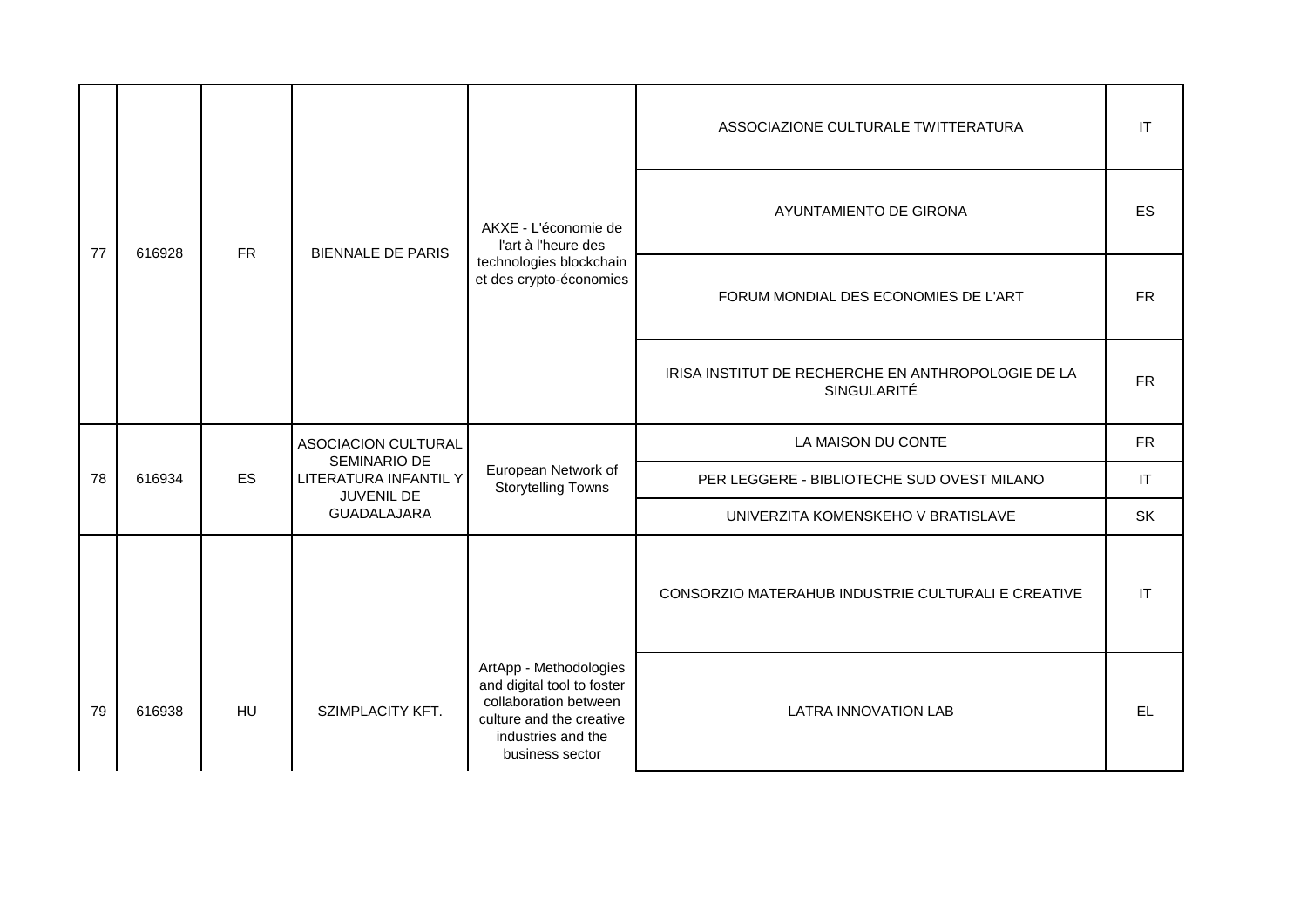| | | | | | | |
|---|---|---|---|---|---|---|
| 77 | 616928 | FR | BIENNALE DE PARIS | AKXE - L'économie de l'art à l'heure des technologies blockchain et des crypto-économies | ASSOCIAZIONE CULTURALE TWITTERATURA | IT |
| | | | | | AYUNTAMIENTO DE GIRONA | ES |
| | | | | | FORUM MONDIAL DES ECONOMIES DE L'ART | FR |
| | | | | | IRISA INSTITUT DE RECHERCHE EN ANTHROPOLOGIE DE LA SINGULARITÉ | FR |
| 78 | 616934 | ES | ASOCIACION CULTURAL SEMINARIO DE LITERATURA INFANTIL Y JUVENIL DE GUADALAJARA | European Network of Storytelling Towns | LA MAISON DU CONTE | FR |
| | | | | | PER LEGGERE - BIBLIOTECHE SUD OVEST MILANO | IT |
| | | | | | UNIVERZITA KOMENSKEHO V BRATISLAVE | SK |
| 79 | 616938 | HU | SZIMPLACITY KFT. | ArtApp - Methodologies and digital tool to foster collaboration between culture and the creative industries and the business sector | CONSORZIO MATERAHUB INDUSTRIE CULTURALI E CREATIVE | IT |
| | | | | | LATRA INNOVATION LAB | EL |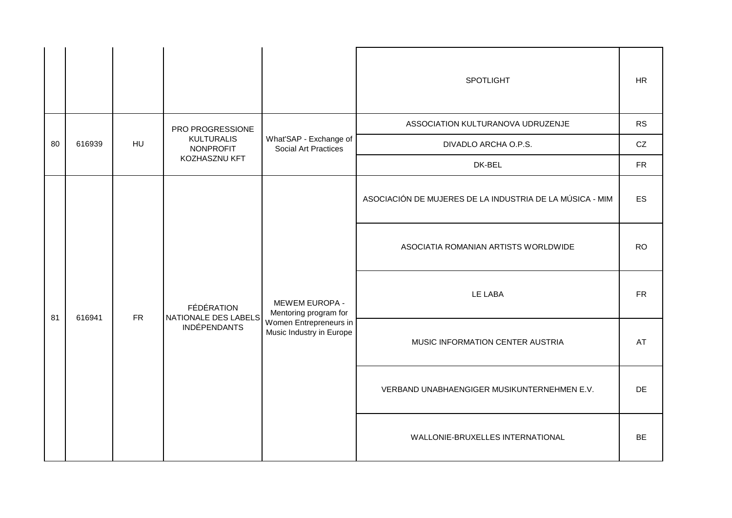| | | | | | | |
|---|---|---|---|---|---|---|
| | | | | | SPOTLIGHT | HR |
| 80 | 616939 | HU | PRO PROGRESSIONE KULTURALIS NONPROFIT KOZHASZNU KFT | What'SAP - Exchange of Social Art Practices | ASSOCIATION KULTURANOVA UDRUZENJE | RS |
| | | | | | DIVADLO ARCHA O.P.S. | CZ |
| | | | | | DK-BEL | FR |
| 81 | 616941 | FR | FÉDÉRATION NATIONALE DES LABELS INDÉPENDANTS | MEWEM EUROPA - Mentoring program for Women Entrepreneurs in Music Industry in Europe | ASOCIACIÓN DE MUJERES DE LA INDUSTRIA DE LA MÚSICA - MIM | ES |
| | | | | | ASOCIATIA ROMANIAN ARTISTS WORLDWIDE | RO |
| | | | | | LE LABA | FR |
| | | | | | MUSIC INFORMATION CENTER AUSTRIA | AT |
| | | | | | VERBAND UNABHAENGIGER MUSIKUNTERNEHMEN E.V. | DE |
| | | | | | WALLONIE-BRUXELLES INTERNATIONAL | BE |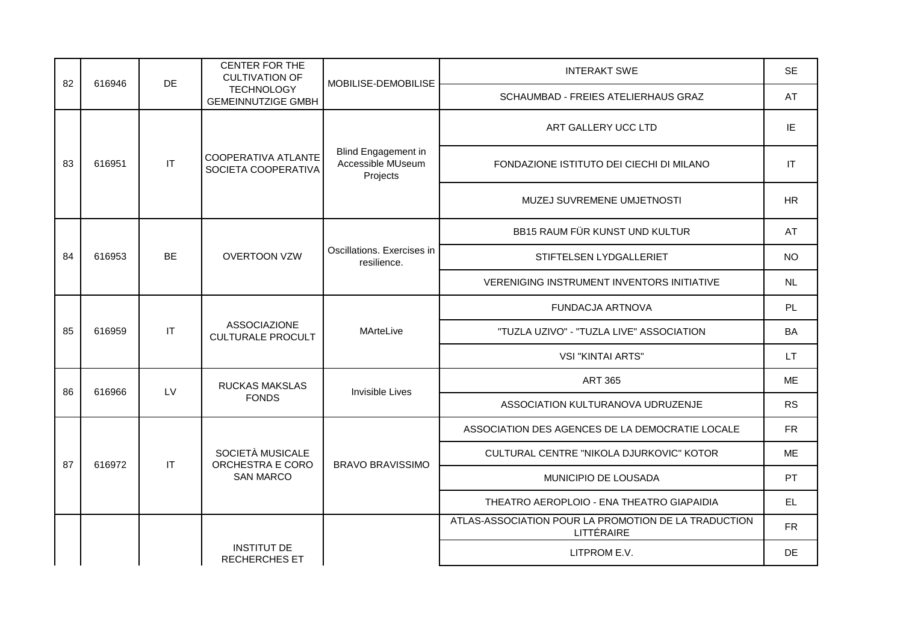| | | | | | | |
|---|---|---|---|---|---|---|
| 82 | 616946 | DE | CENTER FOR THE CULTIVATION OF TECHNOLOGY GEMEINNUTZIGE GMBH | MOBILISE-DEMOBILISE | INTERAKT SWE | SE |
| | | | | | SCHAUMBAD - FREIES ATELIERHAUS GRAZ | AT |
| 83 | 616951 | IT | COOPERATIVA ATLANTE SOCIETA COOPERATIVA | Blind Engagement in Accessible MUseum Projects | ART GALLERY UCC LTD | IE |
| | | | | | FONDAZIONE ISTITUTO DEI CIECHI DI MILANO | IT |
| | | | | | MUZEJ SUVREMENE UMJETNOSTI | HR |
| 84 | 616953 | BE | OVERTOON VZW | Oscillations. Exercises in resilience. | BB15 RAUM FÜR KUNST UND KULTUR | AT |
| | | | | | STIFTELSEN LYDGALLERIET | NO |
| | | | | | VERENIGING INSTRUMENT INVENTORS INITIATIVE | NL |
| 85 | 616959 | IT | ASSOCIAZIONE CULTURALE PROCULT | MArteLive | FUNDACJA ARTNOVA | PL |
| | | | | | "TUZLA UZIVO" - "TUZLA LIVE" ASSOCIATION | BA |
| | | | | | VSI "KINTAI ARTS" | LT |
| 86 | 616966 | LV | RUCKAS MAKSLAS FONDS | Invisible Lives | ART 365 | ME |
| | | | | | ASSOCIATION KULTURANOVA UDRUZENJE | RS |
| 87 | 616972 | IT | SOCIETÀ MUSICALE ORCHESTRA E CORO SAN MARCO | BRAVO BRAVISSIMO | ASSOCIATION DES AGENCES DE LA DEMOCRATIE LOCALE | FR |
| | | | | | CULTURAL CENTRE "NIKOLA DJURKOVIC" KOTOR | ME |
| | | | | | MUNICIPIO DE LOUSADA | PT |
| | | | | | THEATRO AEROPLOIO - ENA THEATRO GIAPAIDIA | EL |
| | | | INSTITUT DE RECHERCHES ET | | ATLAS-ASSOCIATION POUR LA PROMOTION DE LA TRADUCTION LITTÉRAIRE | FR |
| | | | | | LITPROM E.V. | DE |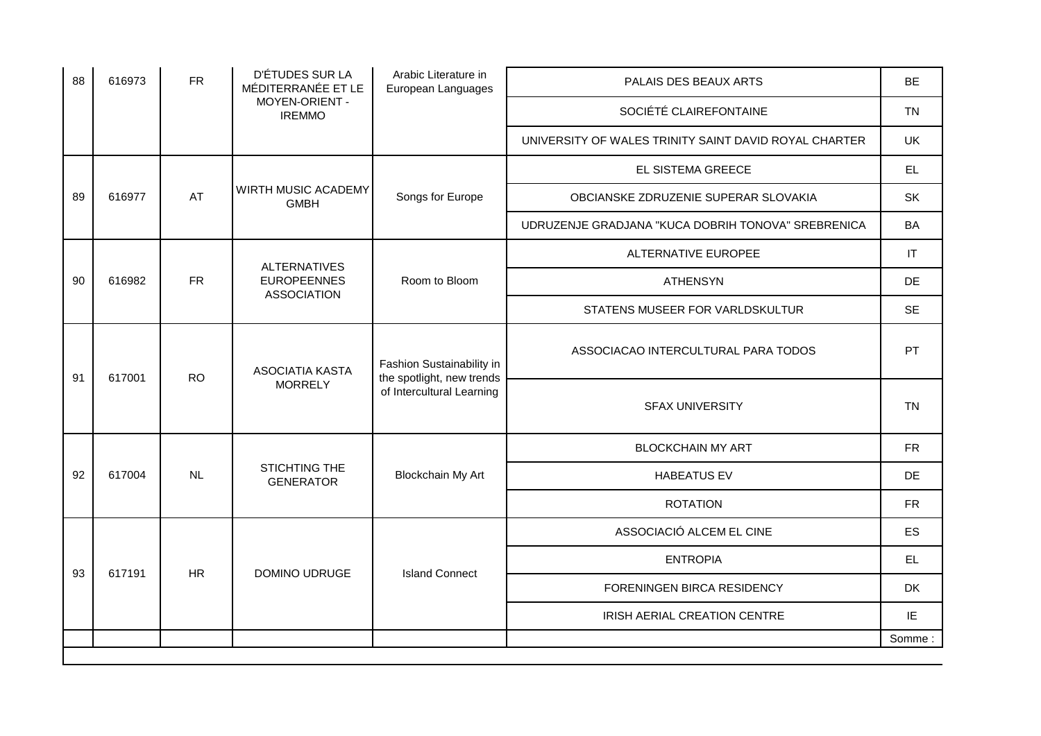| 88 | 616973 | FR | D'ÉTUDES SUR LA MÉDITERRANÉE ET LE MOYEN-ORIENT - IREMMO | Arabic Literature in European Languages | PALAIS DES BEAUX ARTS | BE |
|---|---|---|---|---|---|---|
| | | | | | SOCIÉTÉ CLAIREFONTAINE | TN |
| | | | | | UNIVERSITY OF WALES TRINITY SAINT DAVID ROYAL CHARTER | UK |
| 89 | 616977 | AT | WIRTH MUSIC ACADEMY GMBH | Songs for Europe | EL SISTEMA GREECE | EL |
| | | | | | OBCIANSKE ZDRUZENIE SUPERAR SLOVAKIA | SK |
| | | | | | UDRUZENJE GRADJANA "KUCA DOBRIH TONOVA" SREBRENICA | BA |
| 90 | 616982 | FR | ALTERNATIVES EUROPEENNES ASSOCIATION | Room to Bloom | ALTERNATIVE EUROPEE | IT |
| | | | | | ATHENSYN | DE |
| | | | | | STATENS MUSEER FOR VARLDSKULTUR | SE |
| 91 | 617001 | RO | ASOCIATIA KASTA MORRELY | Fashion Sustainability in the spotlight, new trends of Intercultural Learning | ASSOCIACAO INTERCULTURAL PARA TODOS | PT |
| | | | | | SFAX UNIVERSITY | TN |
| 92 | 617004 | NL | STICHTING THE GENERATOR | Blockchain My Art | BLOCKCHAIN MY ART | FR |
| | | | | | HABEATUS EV | DE |
| | | | | | ROTATION | FR |
| 93 | 617191 | HR | DOMINO UDRUGE | Island Connect | ASSOCIACIÓ ALCEM EL CINE | ES |
| | | | | | ENTROPIA | EL |
| | | | | | FORENINGEN BIRCA RESIDENCY | DK |
| | | | | | IRISH AERIAL CREATION CENTRE | IE |
| | | | | | | Somme : |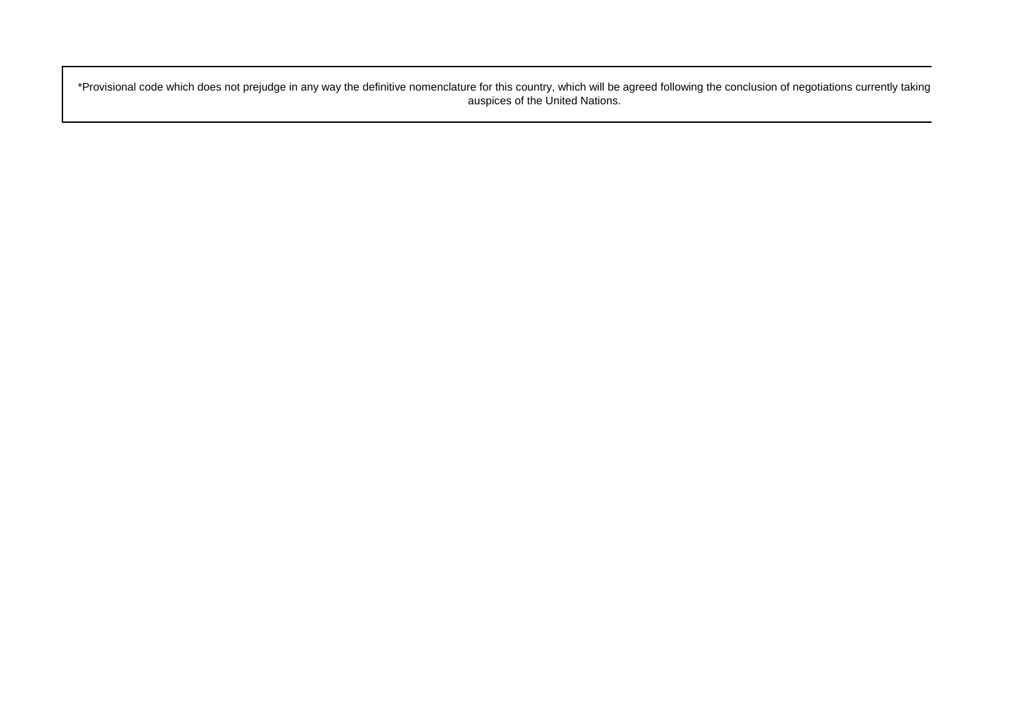*Provisional code which does not prejudge in any way the definitive nomenclature for this country, which will be agreed following the conclusion of negotiations currently taking auspices of the United Nations.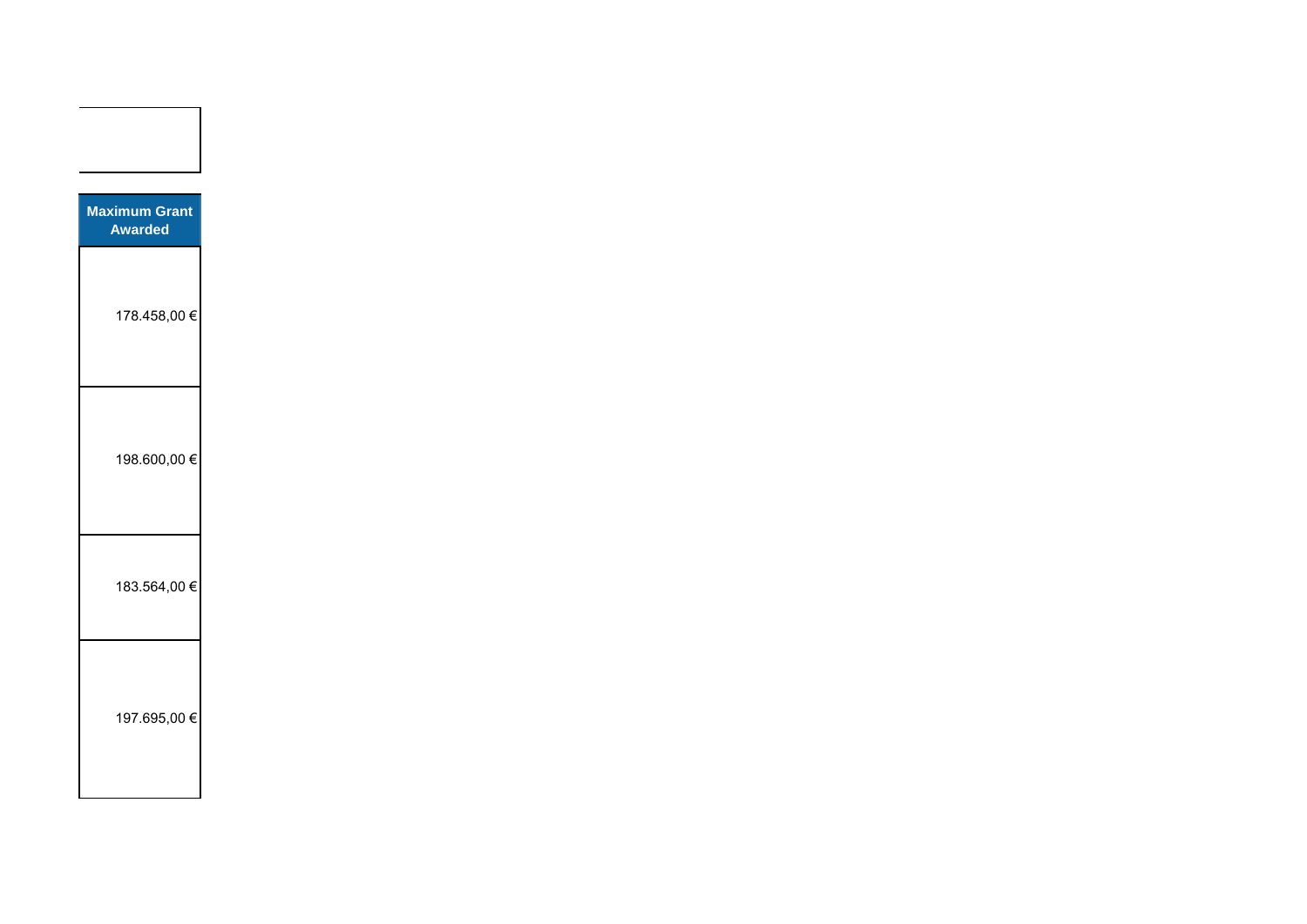| Maximum Grant Awarded |
|---|
| 178.458,00 € |
| 198.600,00 € |
| 183.564,00 € |
| 197.695,00 € |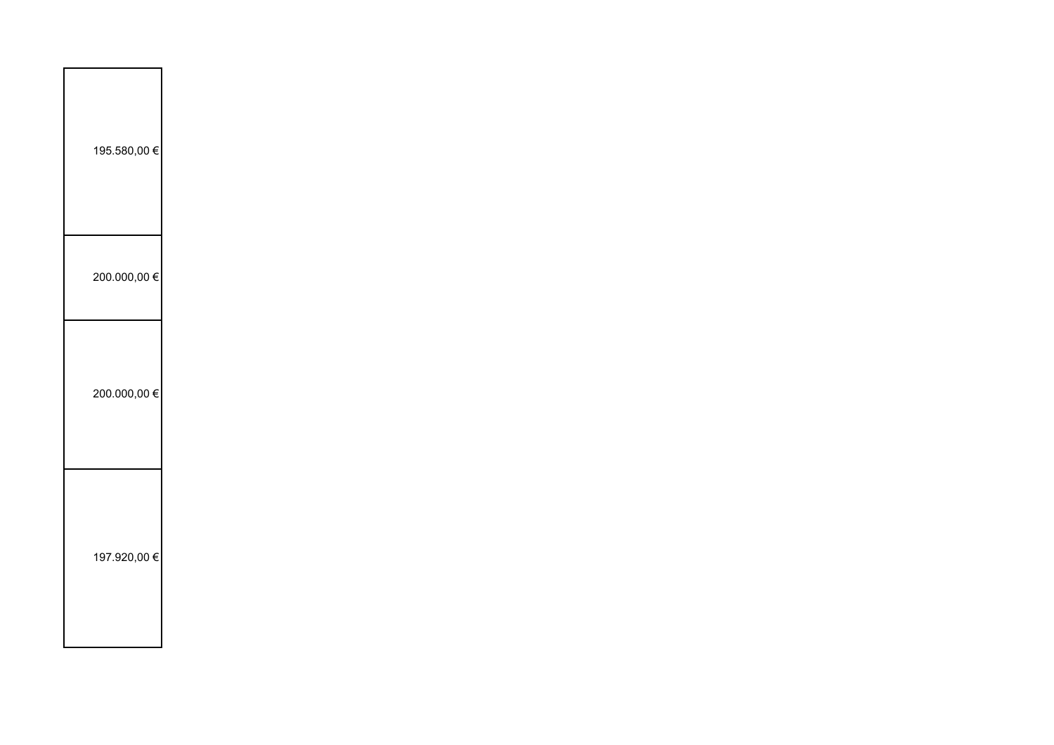| |
|---|
| 195.580,00 € |
| 200.000,00 € |
| 200.000,00 € |
| 197.920,00 € |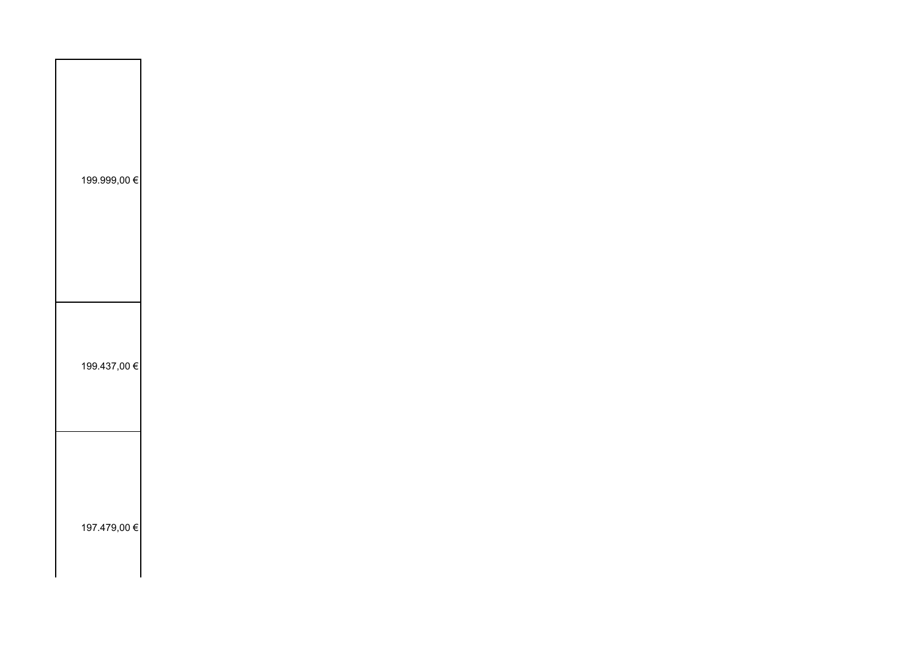| |
|---|
| 199.999,00 € |
| 199.437,00 € |
| 197.479,00 € |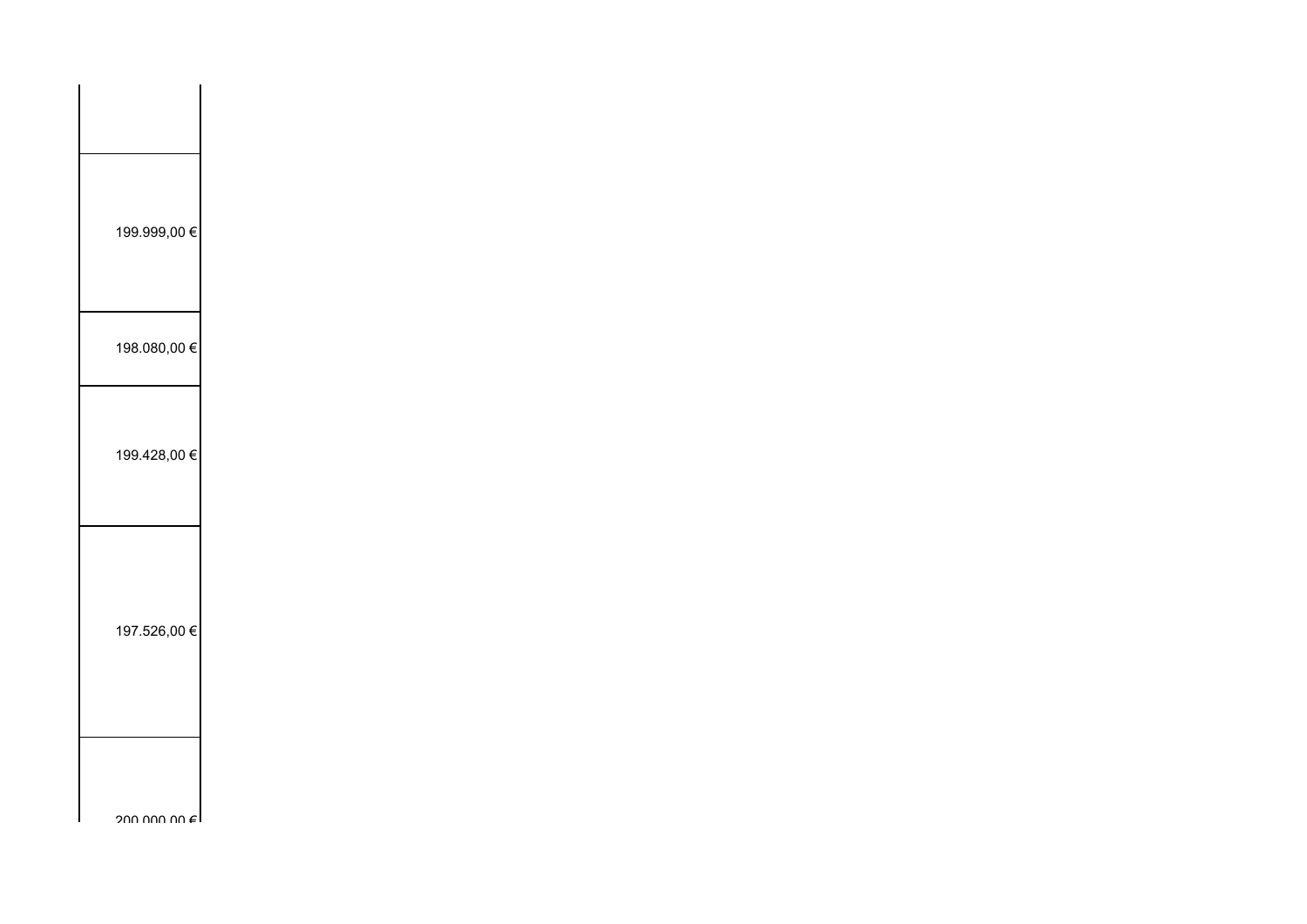| |
|---|
| |
| 199.999,00 € |
| 198.080,00 € |
| 199.428,00 € |
| 197.526,00 € |
| 200.000,00 € |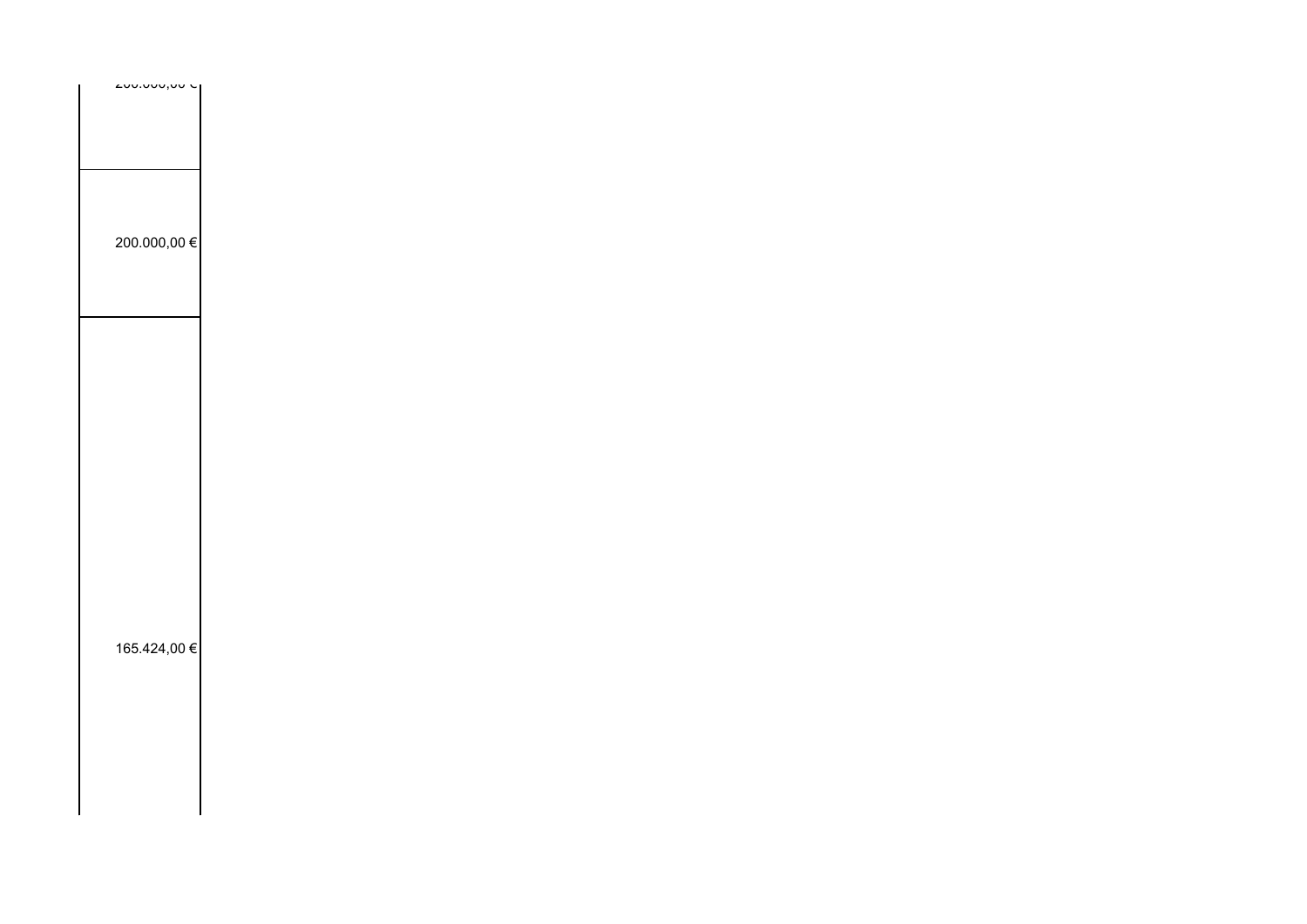| |
|---|
| 200.000,00 € |
| 200.000,00 € |
| 165.424,00 € |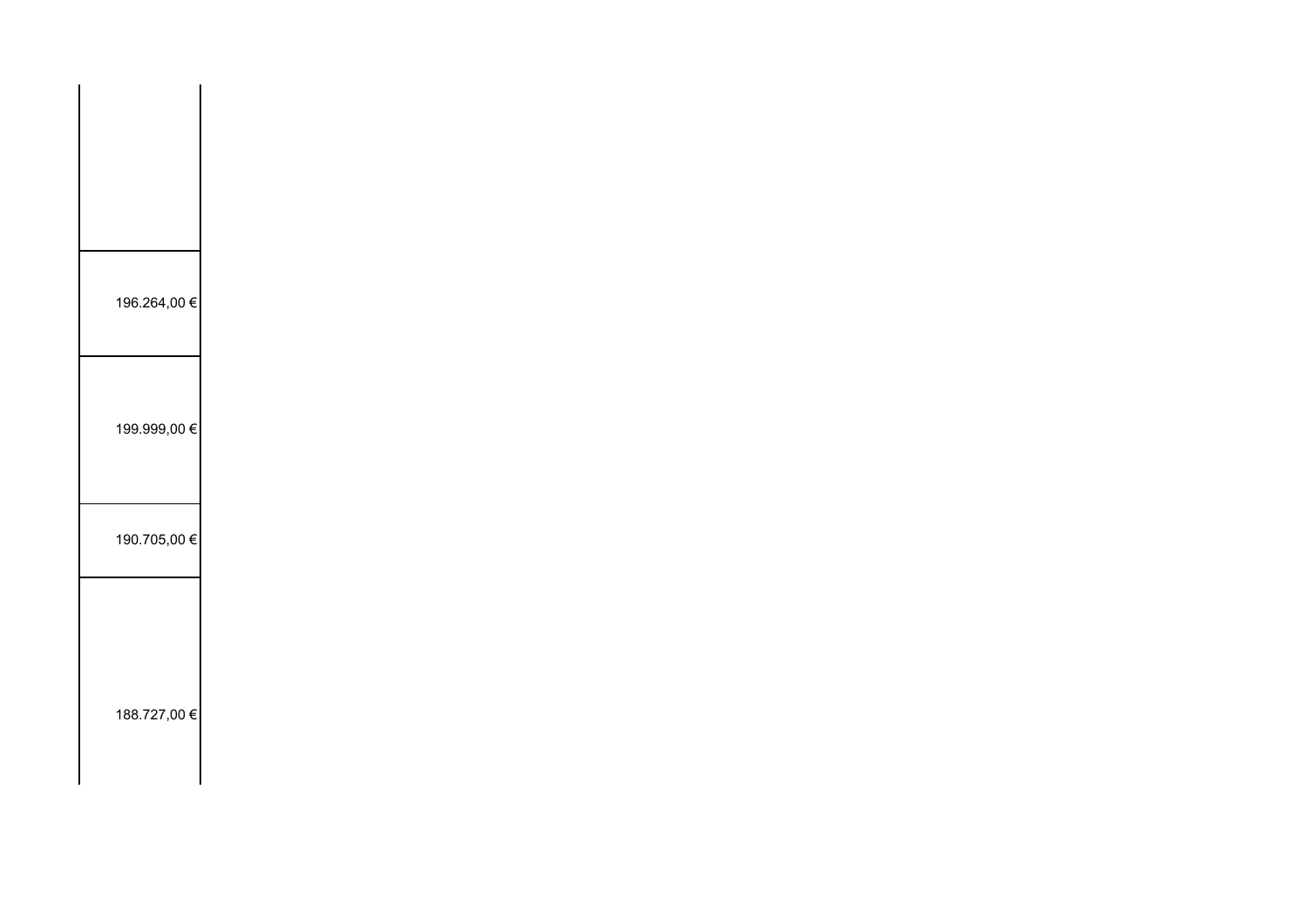| |
|---|
| |
| 196.264,00 € |
| 199.999,00 € |
| 190.705,00 € |
| 188.727,00 € |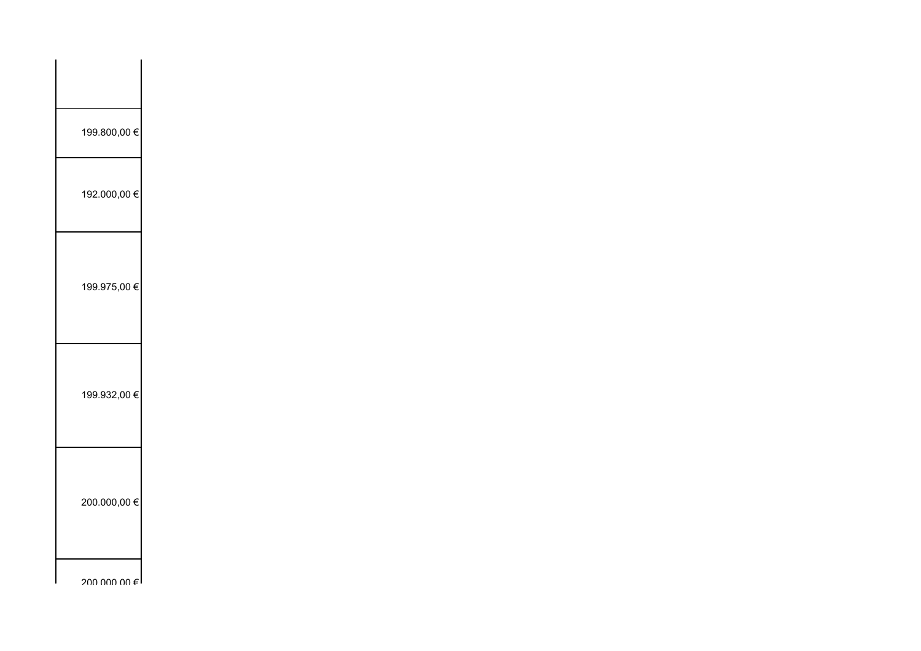| |
|---|
| |
| 199.800,00 € |
| 192.000,00 € |
| 199.975,00 € |
| 199.932,00 € |
| 200.000,00 € |
| 200.000,00 € |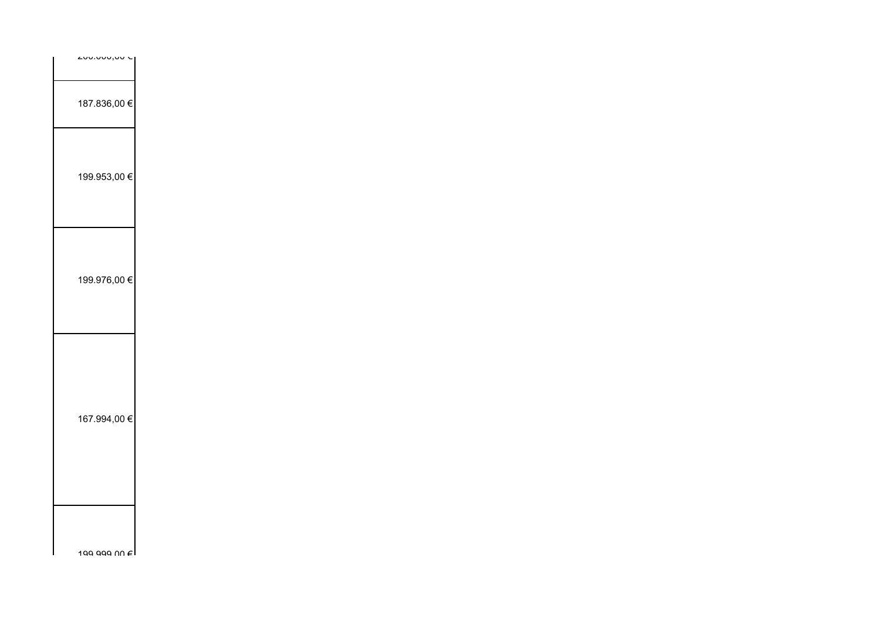| |
|---|
| 200.000,00 € |
| 187.836,00 € |
| 199.953,00 € |
| 199.976,00 € |
| 167.994,00 € |
| 199.999,00 € |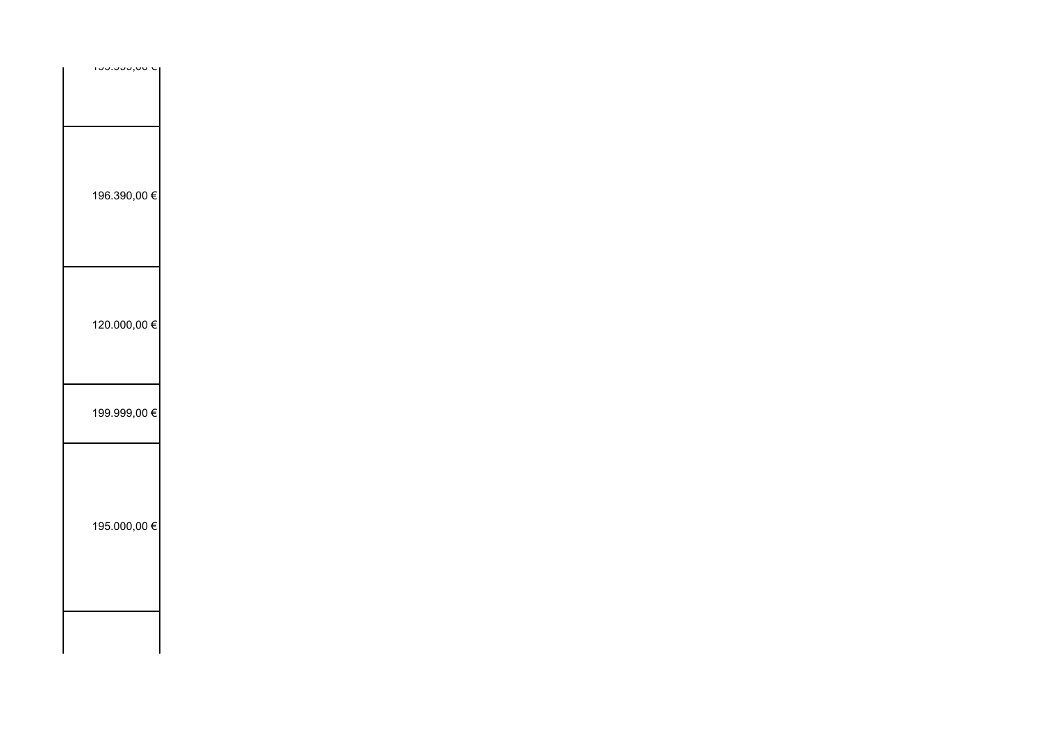| |
|---|
| 199.999,00 € |
| 196.390,00 € |
| 120.000,00 € |
| 199.999,00 € |
| 195.000,00 € |
| |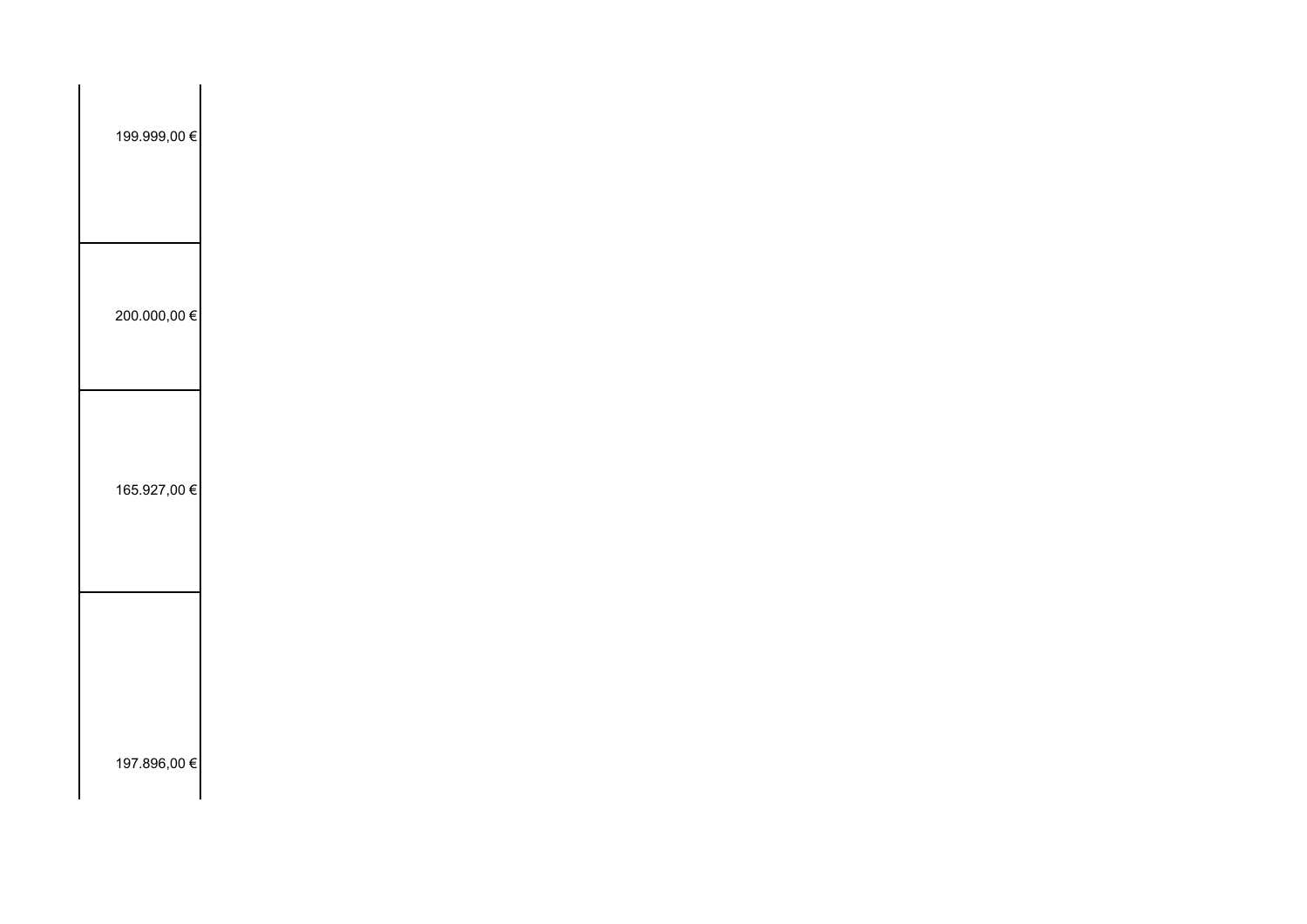| |
|---|
| 199.999,00 € |
| 200.000,00 € |
| 165.927,00 € |
| 197.896,00 € |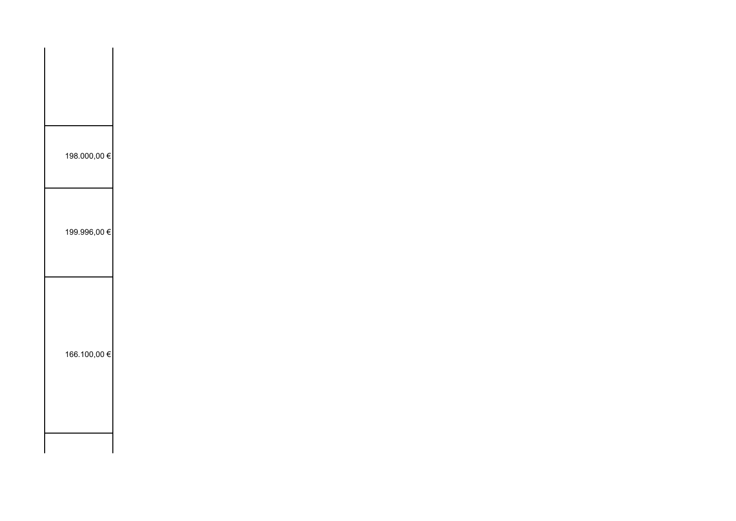| |
|---|
| |
| 198.000,00 € |
| 199.996,00 € |
| 166.100,00 € |
| |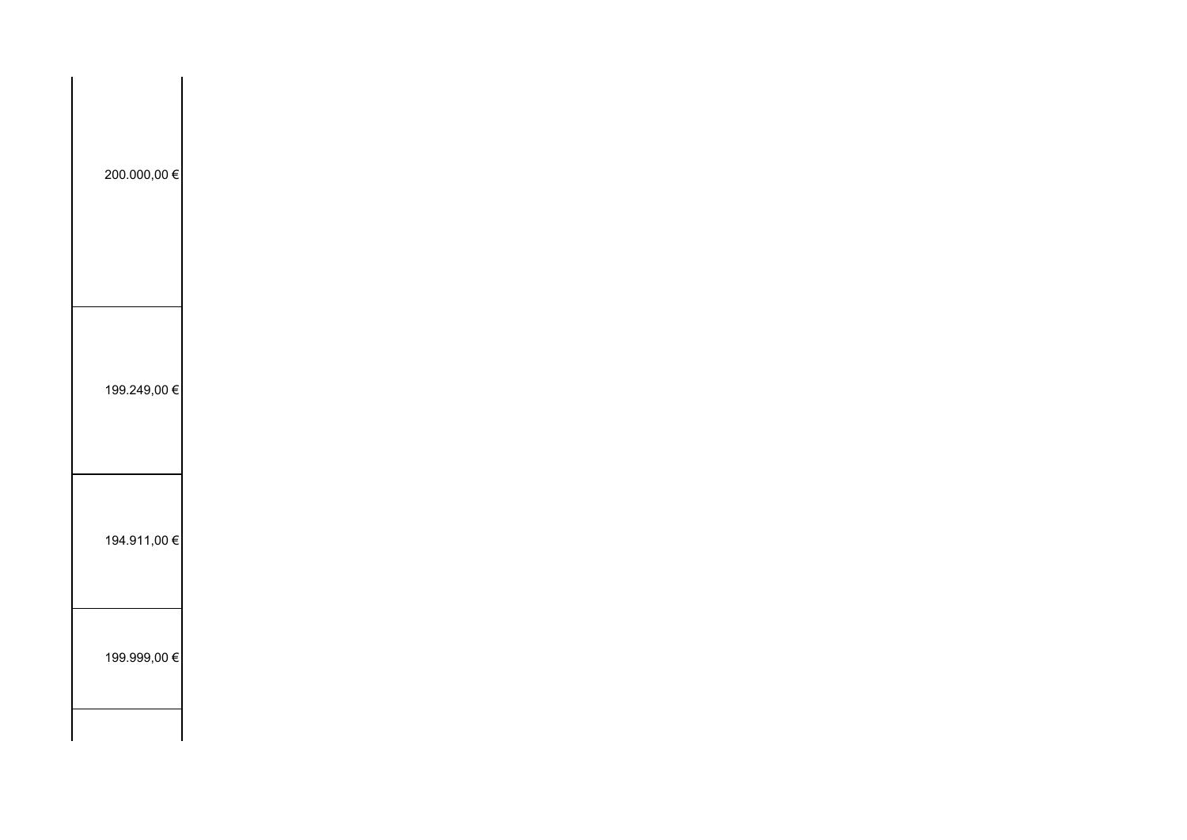| |
|---|
| 200.000,00 € |
| 199.249,00 € |
| 194.911,00 € |
| 199.999,00 € |
| |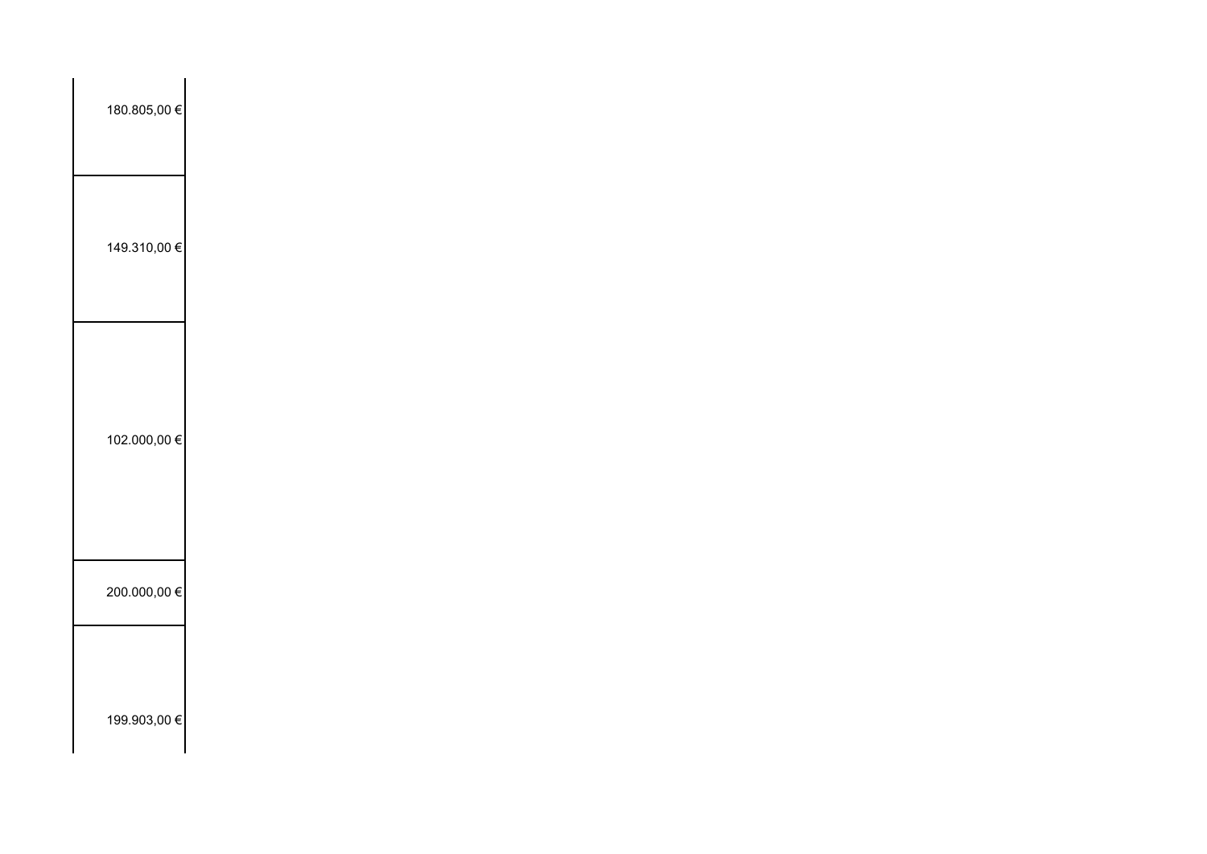| |
|---|
| 180.805,00 € |
| 149.310,00 € |
| 102.000,00 € |
| 200.000,00 € |
| 199.903,00 € |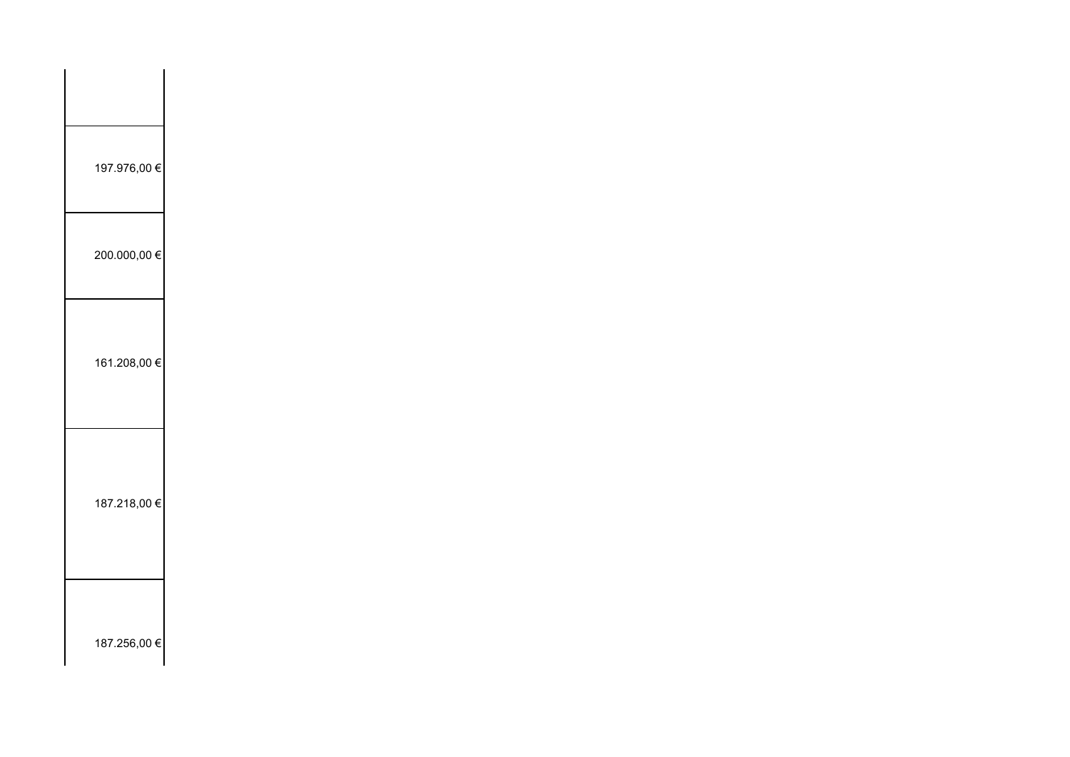| |
|---|
| 197.976,00 € |
| 200.000,00 € |
| 161.208,00 € |
| 187.218,00 € |
| 187.256,00 € |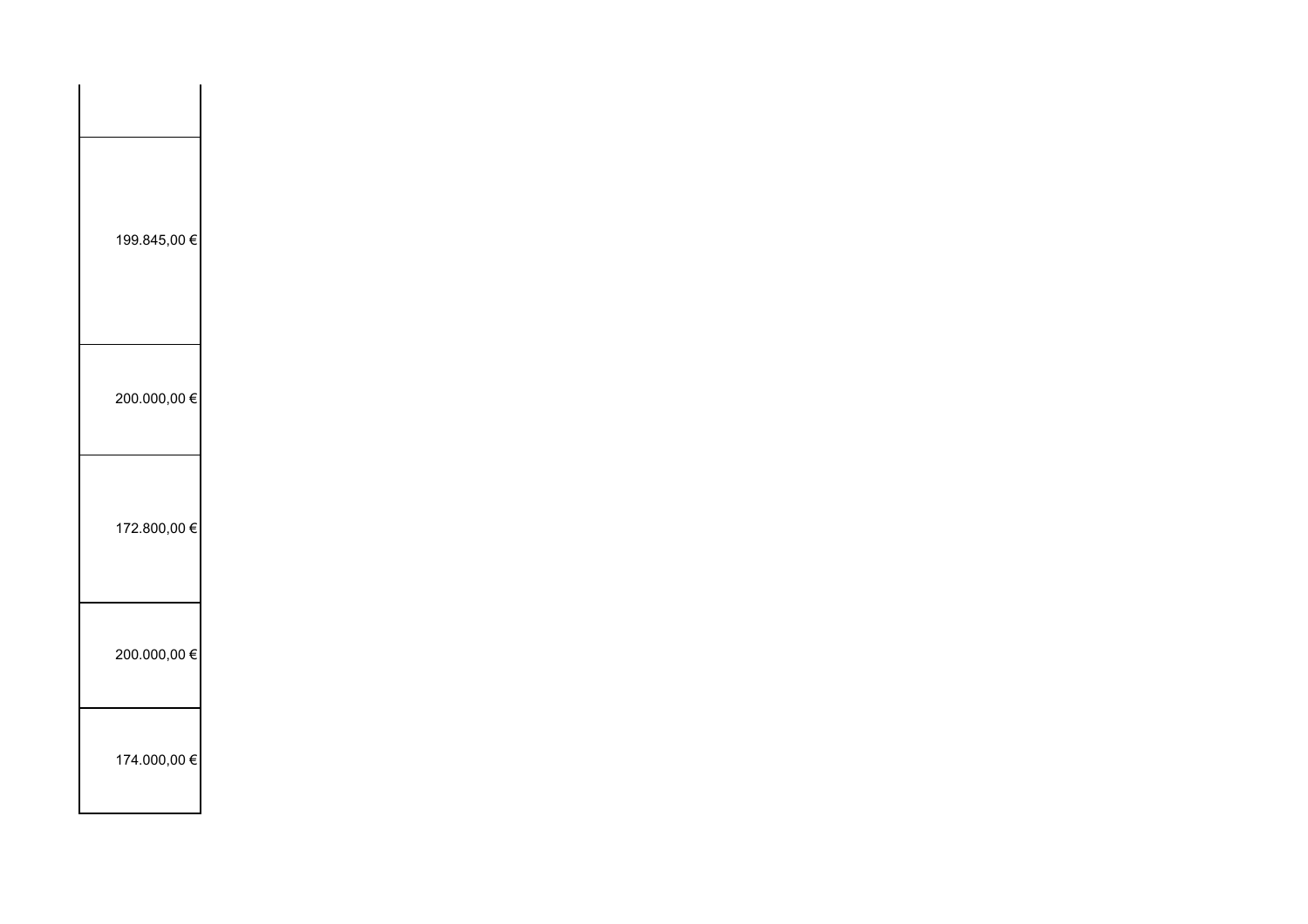| |
|---|
| |
| 199.845,00 € |
| 200.000,00 € |
| 172.800,00 € |
| 200.000,00 € |
| 174.000,00 € |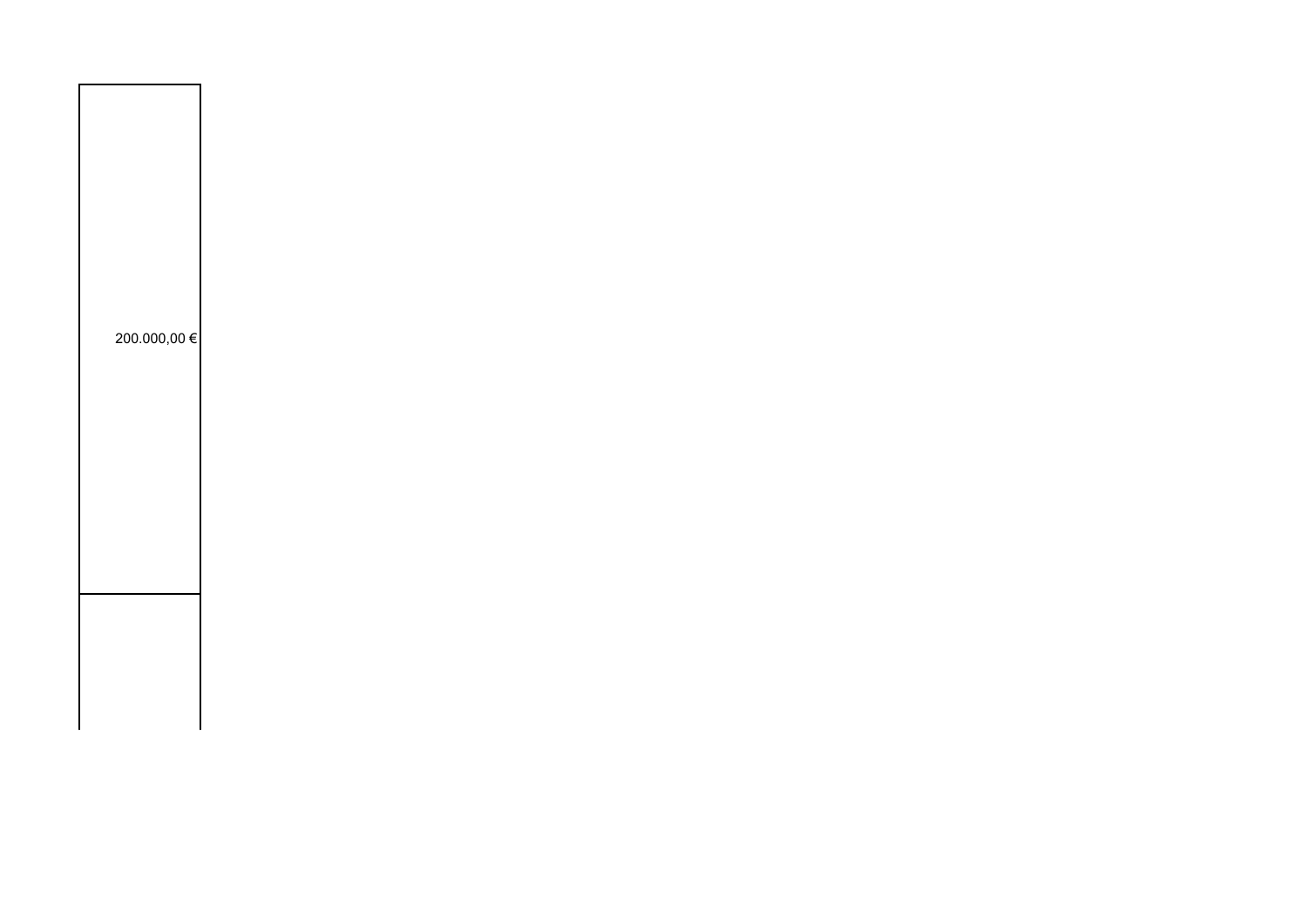| |
|---|
| 200.000,00 € |
| |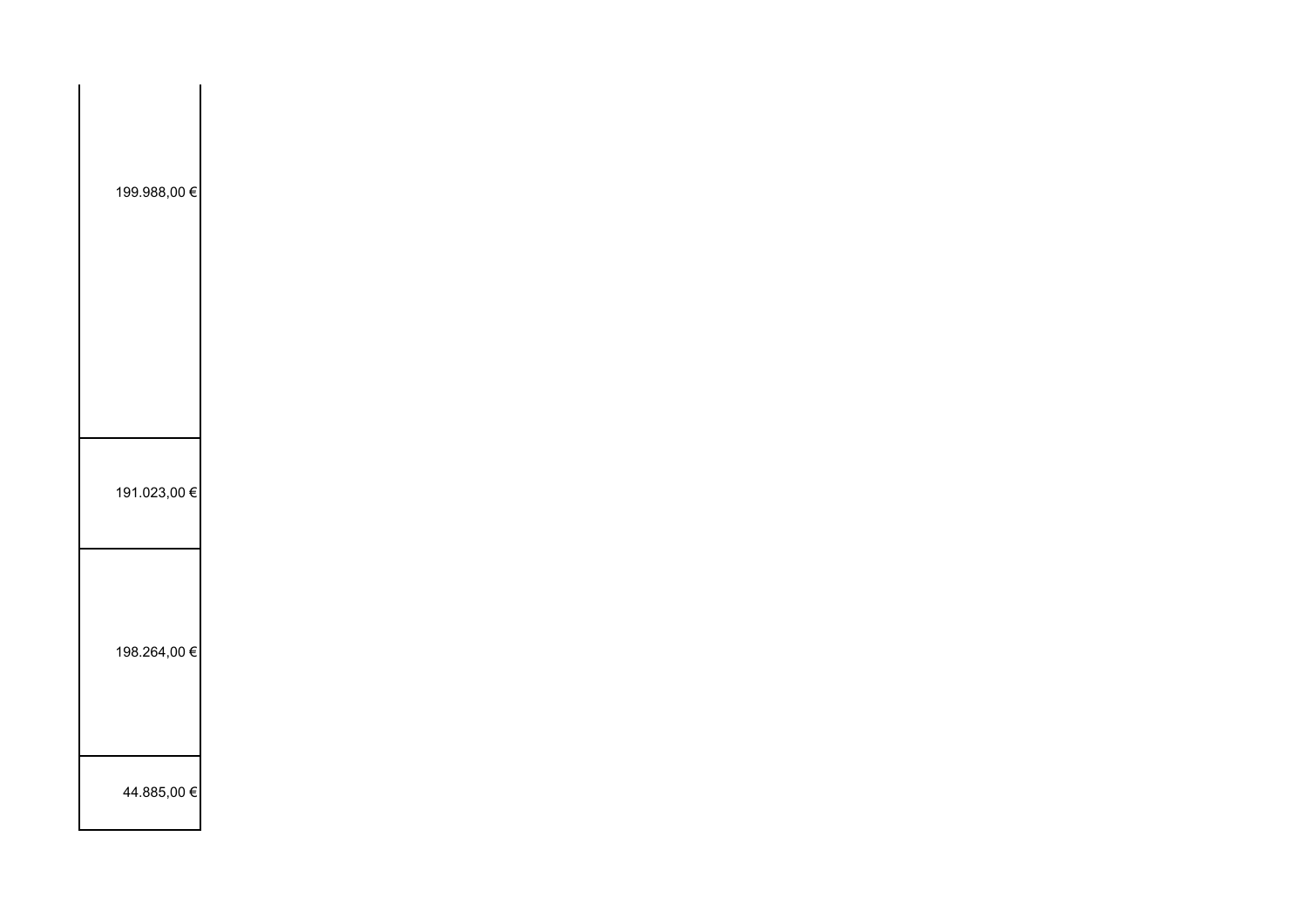| |
|---|
| 199.988,00 € |
| 191.023,00 € |
| 198.264,00 € |
| 44.885,00 € |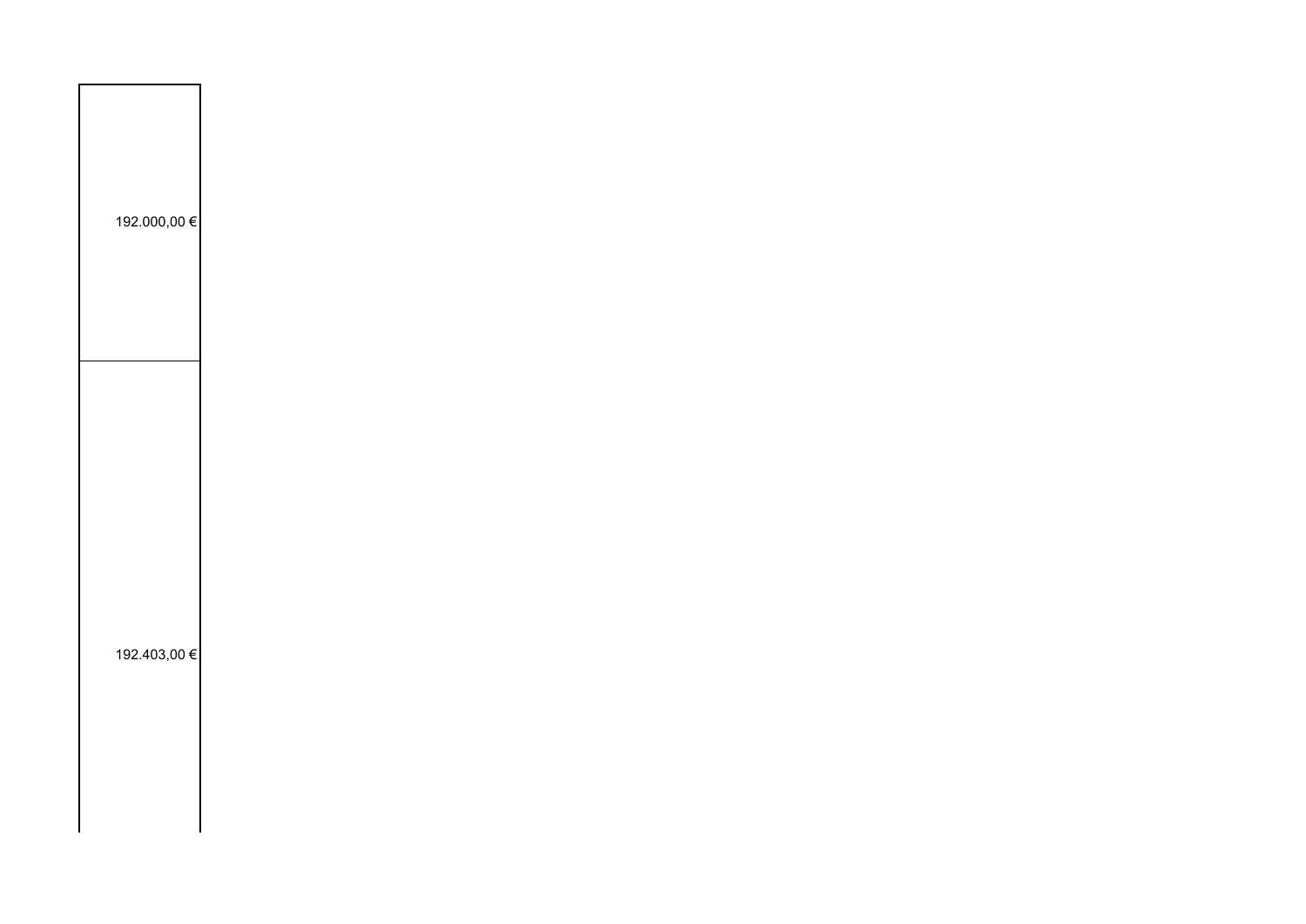| |
|---|
| 192.000,00 € |
| 192.403,00 € |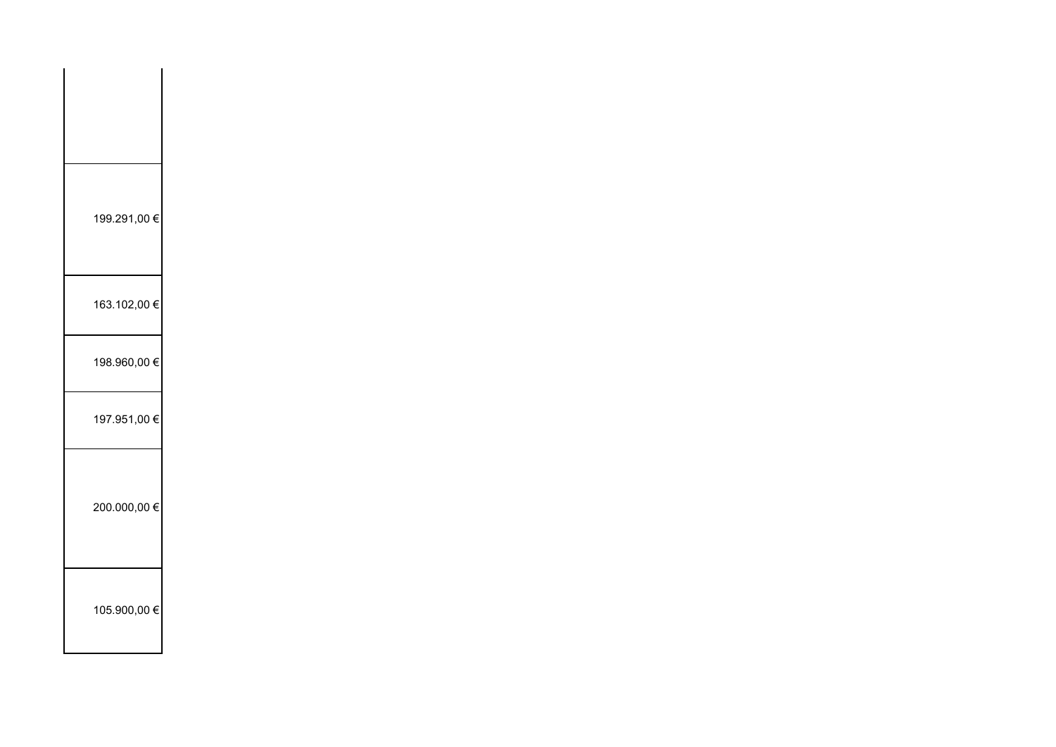| |
|---|
| |
| 199.291,00 € |
| 163.102,00 € |
| 198.960,00 € |
| 197.951,00 € |
| 200.000,00 € |
| 105.900,00 € |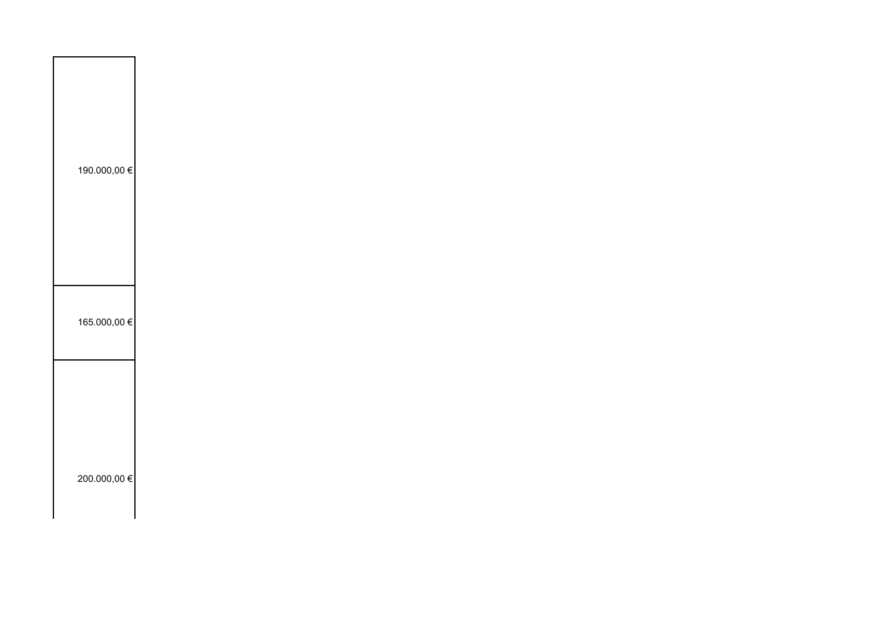| |
|---|
| 190.000,00 € |
| 165.000,00 € |
| 200.000,00 € |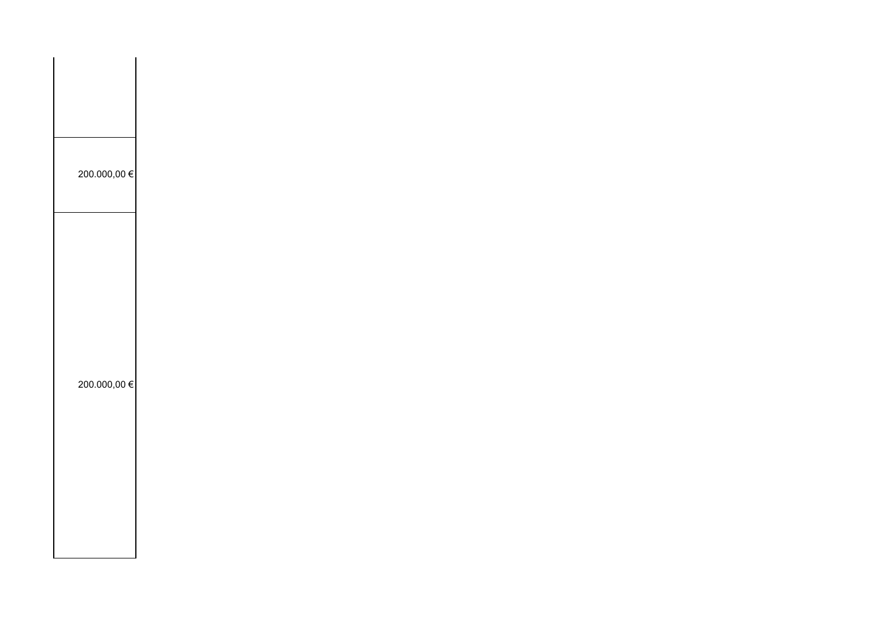| |
|---:|
| |
| 200.000,00 € |
| 200.000,00 € |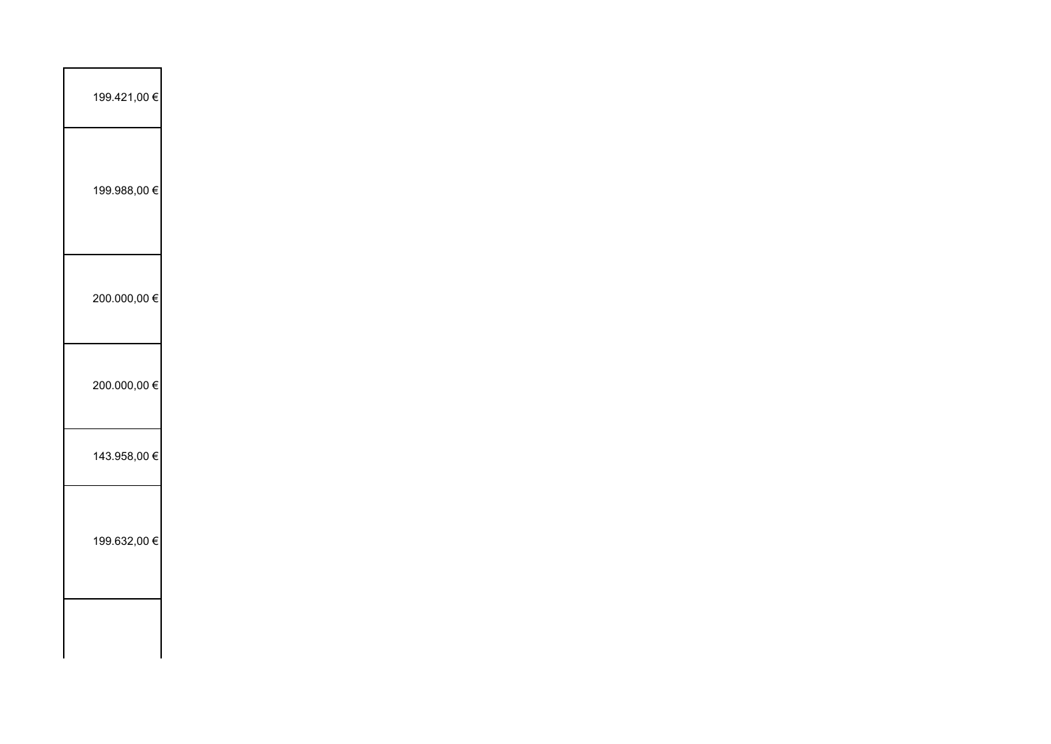| |
|---|
| 199.421,00 € |
| 199.988,00 € |
| 200.000,00 € |
| 200.000,00 € |
| 143.958,00 € |
| 199.632,00 € |
| |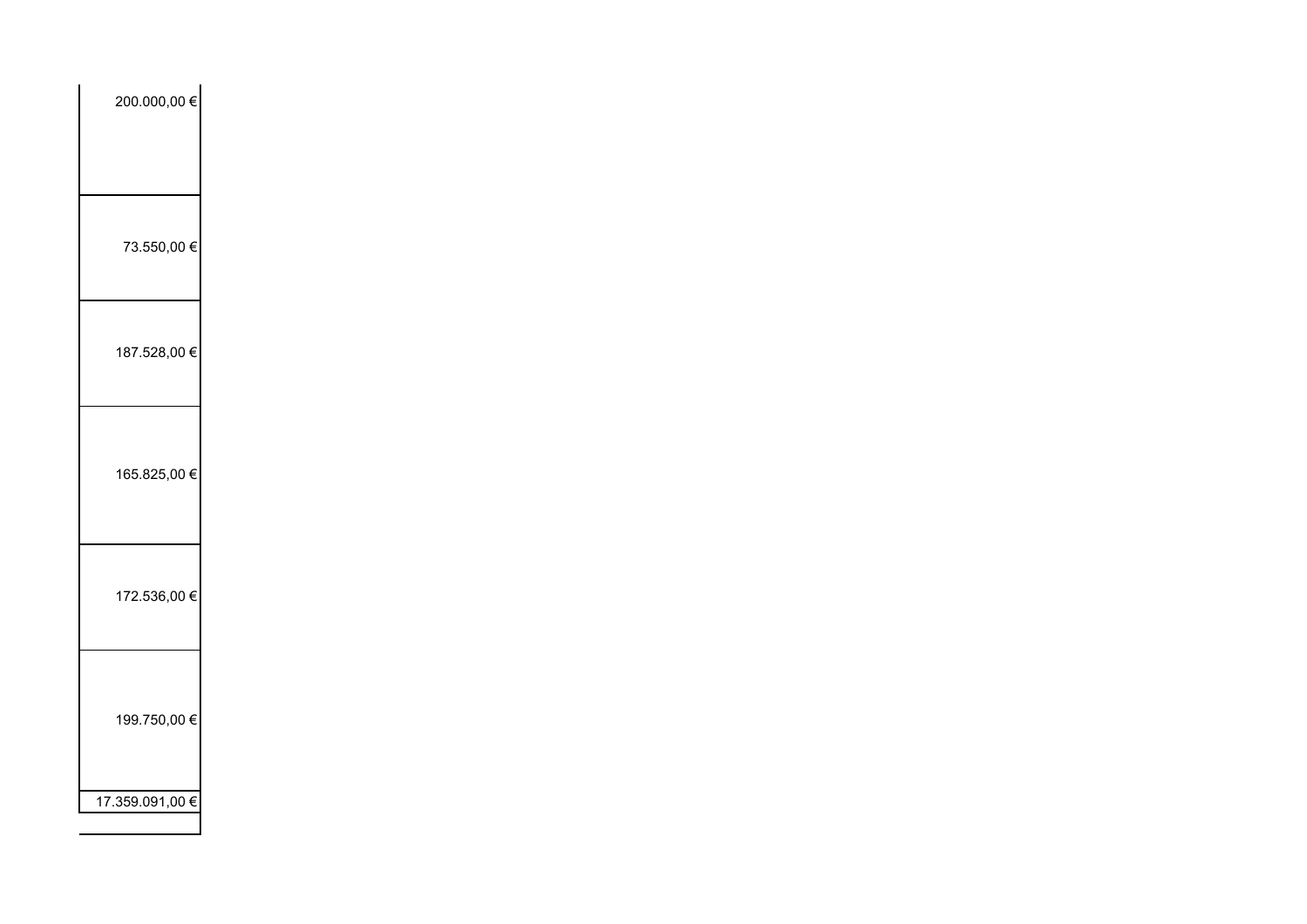| |
|---|
| 200.000,00 € |
| 73.550,00 € |
| 187.528,00 € |
| 165.825,00 € |
| 172.536,00 € |
| 199.750,00 € |
| 17.359.091,00 € |
| |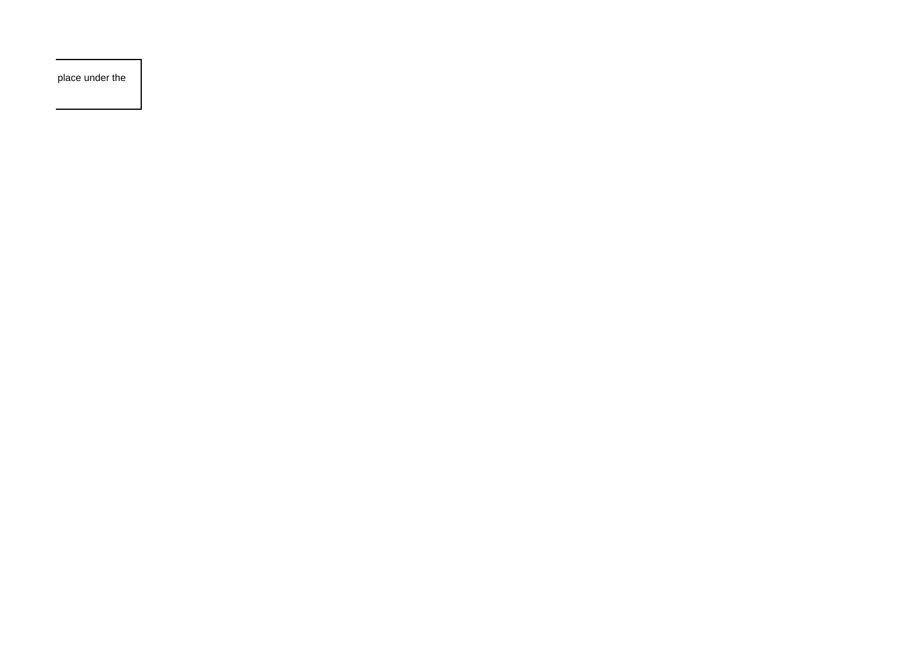place under the